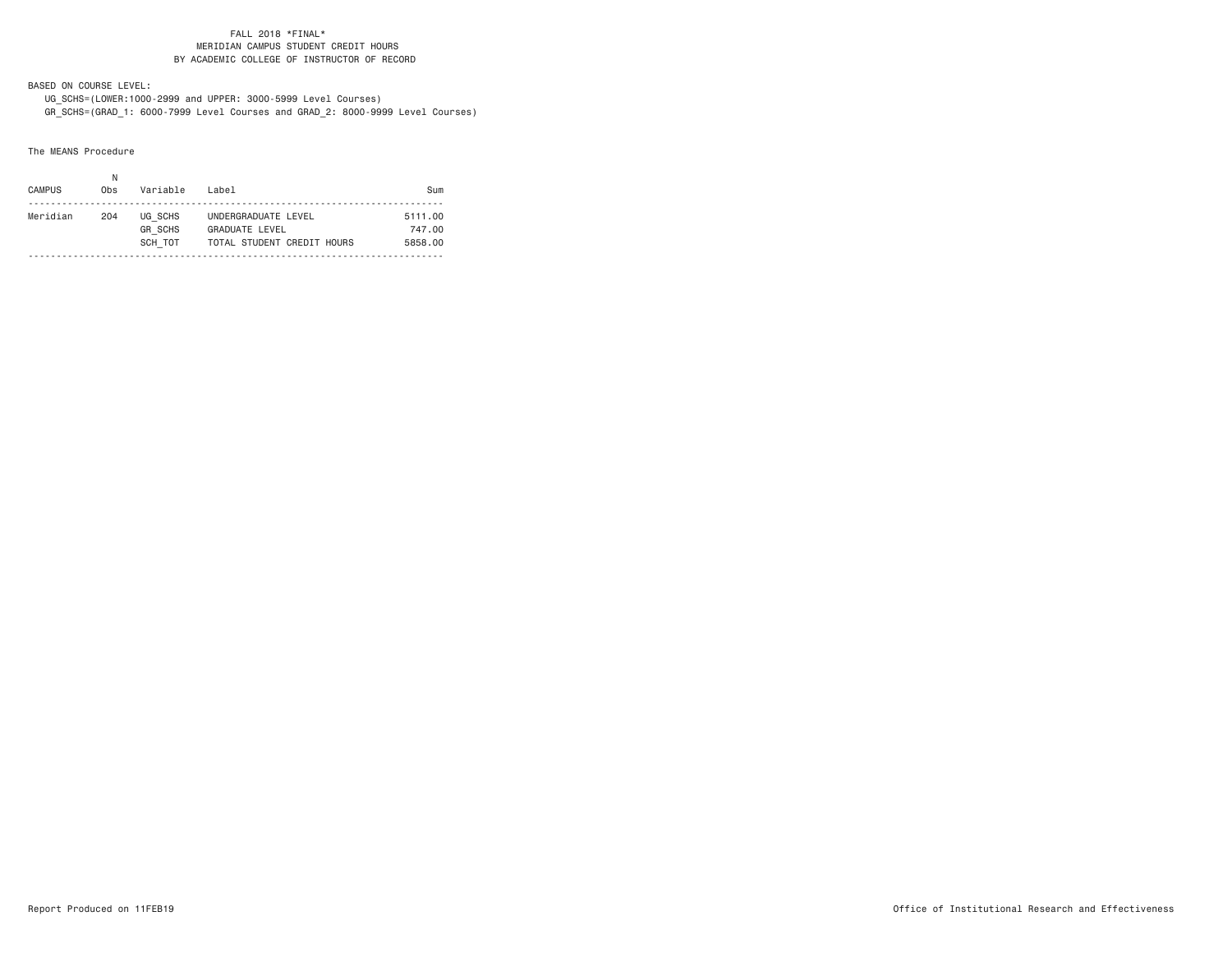FALL 2018 *FINAL*
MERIDIAN CAMPUS STUDENT CREDIT HOURS
BY ACADEMIC COLLEGE OF INSTRUCTOR OF RECORD

BASED ON COURSE LEVEL:
UG_SCHS=(LOWER:1000-2999 and UPPER: 3000-5999 Level Courses)
GR_SCHS=(GRAD_1: 6000-7999 Level Courses and GRAD_2: 8000-9999 Level Courses)

The MEANS Procedure

| CAMPUS | N Obs | Variable | Label | Sum |
|---|---|---|---|---|
| Meridian | 204 | UG_SCHS | UNDERGRADUATE LEVEL | 5111.00 |
| | | GR_SCHS | GRADUATE LEVEL | 747.00 |
| | | SCH_TOT | TOTAL STUDENT CREDIT HOURS | 5858.00 |

Report Produced on 11FEB19

Office of Institutional Research and Effectiveness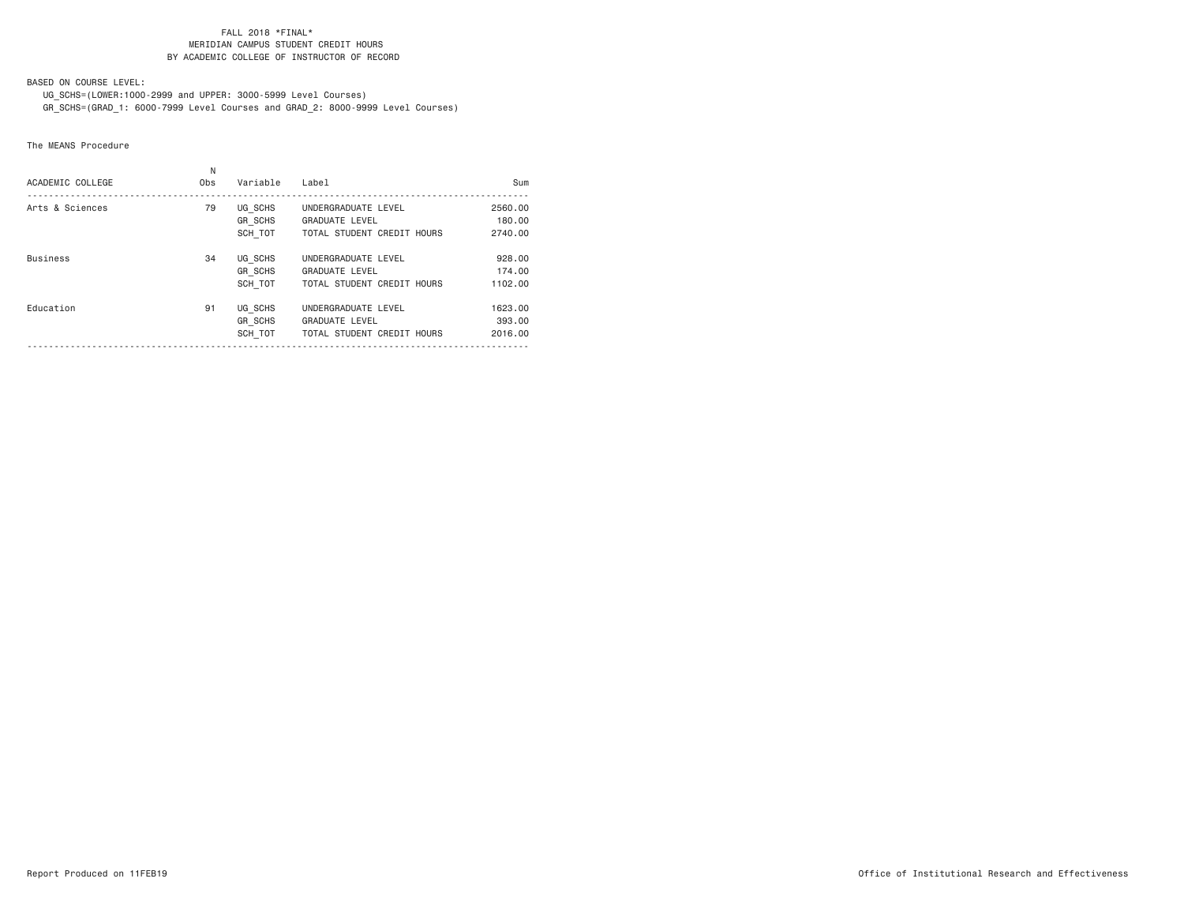FALL 2018 *FINAL*
MERIDIAN CAMPUS STUDENT CREDIT HOURS
BY ACADEMIC COLLEGE OF INSTRUCTOR OF RECORD

BASED ON COURSE LEVEL:
UG_SCHS=(LOWER:1000-2999 and UPPER: 3000-5999 Level Courses)
GR_SCHS=(GRAD_1: 6000-7999 Level Courses and GRAD_2: 8000-9999 Level Courses)

The MEANS Procedure

| ACADEMIC COLLEGE | N Obs | Variable | Label | Sum |
|---|---|---|---|---|
| Arts & Sciences | 79 | UG_SCHS | UNDERGRADUATE LEVEL | 2560.00 |
| | | GR_SCHS | GRADUATE LEVEL | 180.00 |
| | | SCH_TOT | TOTAL STUDENT CREDIT HOURS | 2740.00 |
| Business | 34 | UG_SCHS | UNDERGRADUATE LEVEL | 928.00 |
| | | GR_SCHS | GRADUATE LEVEL | 174.00 |
| | | SCH_TOT | TOTAL STUDENT CREDIT HOURS | 1102.00 |
| Education | 91 | UG_SCHS | UNDERGRADUATE LEVEL | 1623.00 |
| | | GR_SCHS | GRADUATE LEVEL | 393.00 |
| | | SCH_TOT | TOTAL STUDENT CREDIT HOURS | 2016.00 |

Report Produced on 11FEB19

Office of Institutional Research and Effectiveness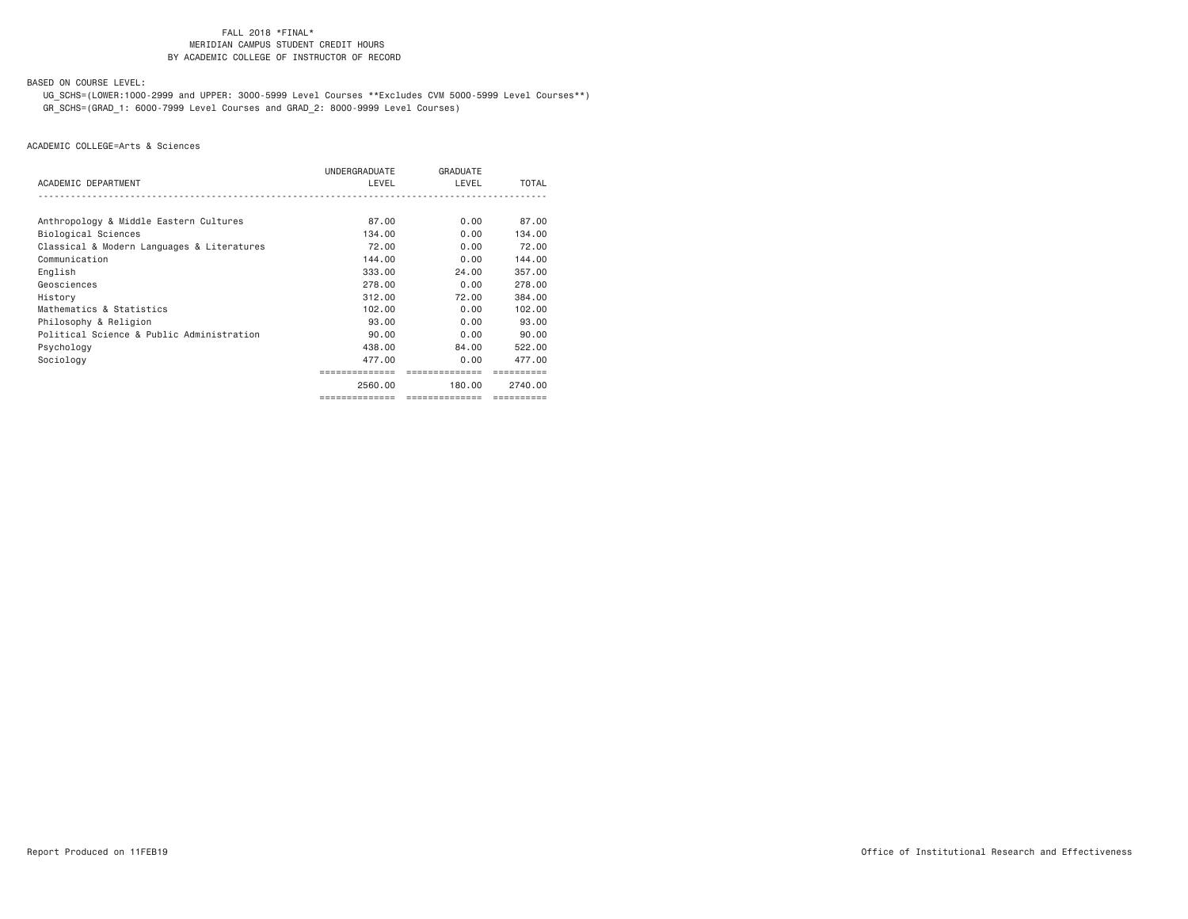FALL 2018 *FINAL*
MERIDIAN CAMPUS STUDENT CREDIT HOURS
BY ACADEMIC COLLEGE OF INSTRUCTOR OF RECORD

BASED ON COURSE LEVEL:

UG_SCHS=(LOWER:1000-2999 and UPPER: 3000-5999 Level Courses **Excludes CVM 5000-5999 Level Courses**)
GR_SCHS=(GRAD_1: 6000-7999 Level Courses and GRAD_2: 8000-9999 Level Courses)

ACADEMIC COLLEGE=Arts & Sciences

| ACADEMIC DEPARTMENT | UNDERGRADUATE LEVEL | GRADUATE LEVEL | TOTAL |
|---|---|---|---|
| Anthropology & Middle Eastern Cultures | 87.00 | 0.00 | 87.00 |
| Biological Sciences | 134.00 | 0.00 | 134.00 |
| Classical & Modern Languages & Literatures | 72.00 | 0.00 | 72.00 |
| Communication | 144.00 | 0.00 | 144.00 |
| English | 333.00 | 24.00 | 357.00 |
| Geosciences | 278.00 | 0.00 | 278.00 |
| History | 312.00 | 72.00 | 384.00 |
| Mathematics & Statistics | 102.00 | 0.00 | 102.00 |
| Philosophy & Religion | 93.00 | 0.00 | 93.00 |
| Political Science & Public Administration | 90.00 | 0.00 | 90.00 |
| Psychology | 438.00 | 84.00 | 522.00 |
| Sociology | 477.00 | 0.00 | 477.00 |
| | 2560.00 | 180.00 | 2740.00 |

Report Produced on 11FEB19

Office of Institutional Research and Effectiveness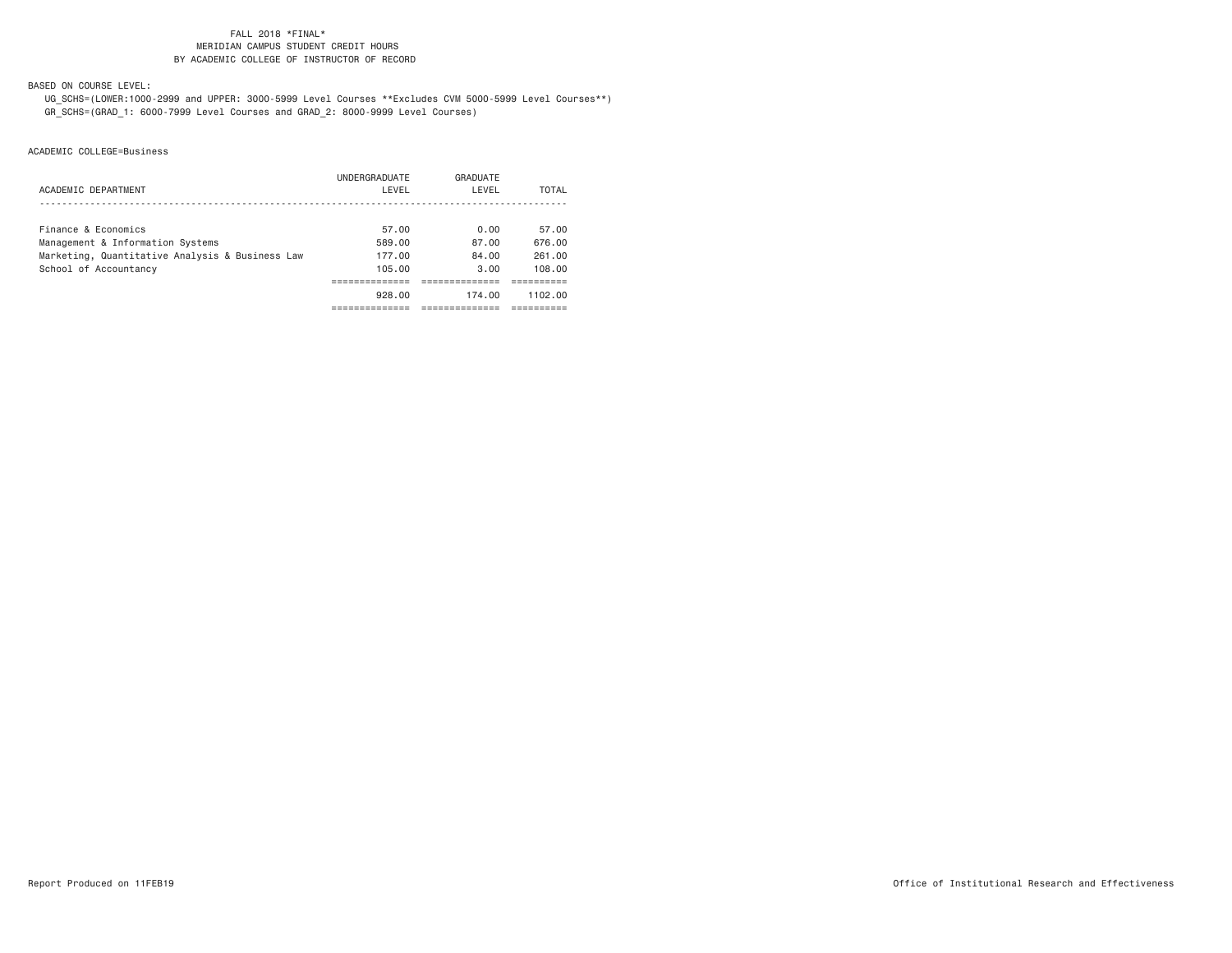FALL 2018 *FINAL*
MERIDIAN CAMPUS STUDENT CREDIT HOURS
BY ACADEMIC COLLEGE OF INSTRUCTOR OF RECORD

BASED ON COURSE LEVEL:

UG_SCHS=(LOWER:1000-2999 and UPPER: 3000-5999 Level Courses **Excludes CVM 5000-5999 Level Courses**)
GR_SCHS=(GRAD_1: 6000-7999 Level Courses and GRAD_2: 8000-9999 Level Courses)

ACADEMIC COLLEGE=Business

| ACADEMIC DEPARTMENT | UNDERGRADUATE LEVEL | GRADUATE LEVEL | TOTAL |
|---|---|---|---|
| Finance & Economics | 57.00 | 0.00 | 57.00 |
| Management & Information Systems | 589.00 | 87.00 | 676.00 |
| Marketing, Quantitative Analysis & Business Law | 177.00 | 84.00 | 261.00 |
| School of Accountancy | 105.00 | 3.00 | 108.00 |
| | 928.00 | 174.00 | 1102.00 |

Report Produced on 11FEB19

Office of Institutional Research and Effectiveness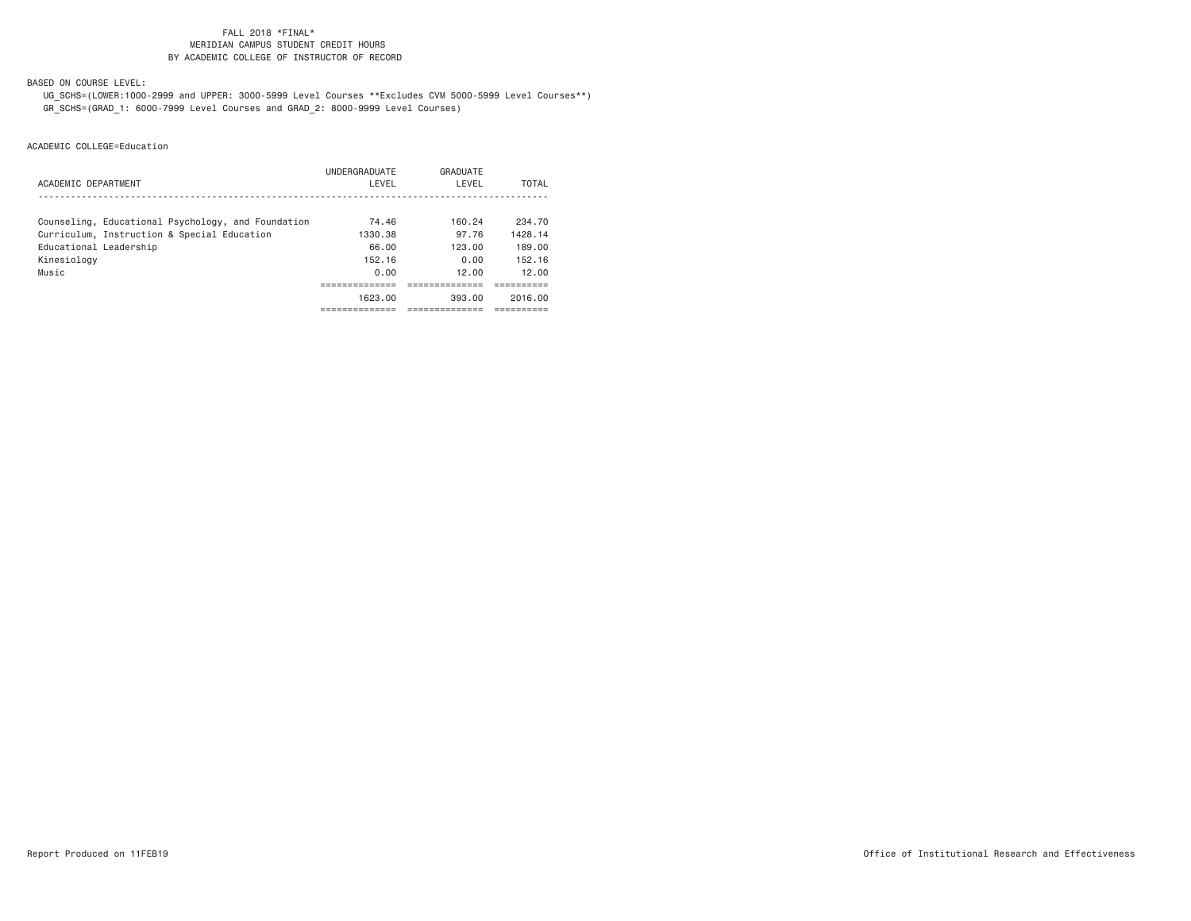FALL 2018 *FINAL*
MERIDIAN CAMPUS STUDENT CREDIT HOURS
BY ACADEMIC COLLEGE OF INSTRUCTOR OF RECORD

BASED ON COURSE LEVEL:
UG_SCHS=(LOWER:1000-2999 and UPPER: 3000-5999 Level Courses **Excludes CVM 5000-5999 Level Courses**)
GR_SCHS=(GRAD_1: 6000-7999 Level Courses and GRAD_2: 8000-9999 Level Courses)

ACADEMIC COLLEGE=Education

| ACADEMIC DEPARTMENT | UNDERGRADUATE LEVEL | GRADUATE LEVEL | TOTAL |
|---|---|---|---|
| Counseling, Educational Psychology, and Foundation | 74.46 | 160.24 | 234.70 |
| Curriculum, Instruction & Special Education | 1330.38 | 97.76 | 1428.14 |
| Educational Leadership | 66.00 | 123.00 | 189.00 |
| Kinesiology | 152.16 | 0.00 | 152.16 |
| Music | 0.00 | 12.00 | 12.00 |
| | 1623.00 | 393.00 | 2016.00 |

Report Produced on 11FEB19

Office of Institutional Research and Effectiveness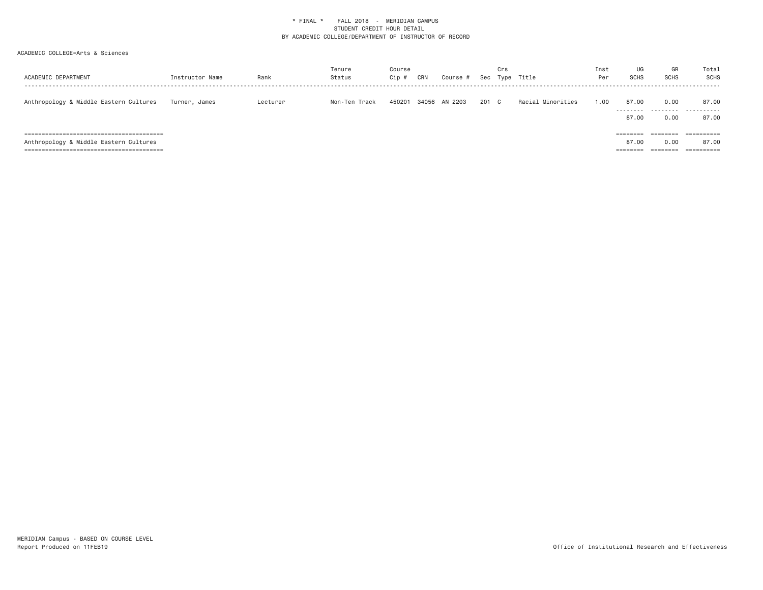\* FINAL \* FALL 2018 - MERIDIAN CAMPUS
STUDENT CREDIT HOUR DETAIL
BY ACADEMIC COLLEGE/DEPARTMENT OF INSTRUCTOR OF RECORD

ACADEMIC COLLEGE=Arts & Sciences

| ACADEMIC DEPARTMENT | Instructor Name | Rank | Tenure Status | Course Cip # | CRN | Course # | Sec | Crs Type | Title | Inst Per | UG SCHS | GR SCHS | Total SCHS |
|---|---|---|---|---|---|---|---|---|---|---|---|---|---|
| Anthropology & Middle Eastern Cultures | Turner, James | Lecturer | Non-Ten Track | 450201 | 34056 | AN 2203 | 201 | C | Racial Minorities | 1.00 | 87.00 | 0.00 | 87.00 |
| | | | | | | | | | | | 87.00 | 0.00 | 87.00 |
| Anthropology & Middle Eastern Cultures | | | | | | | | | | | 87.00 | 0.00 | 87.00 |

MERIDIAN Campus - BASED ON COURSE LEVEL
Report Produced on 11FEB19

Office of Institutional Research and Effectiveness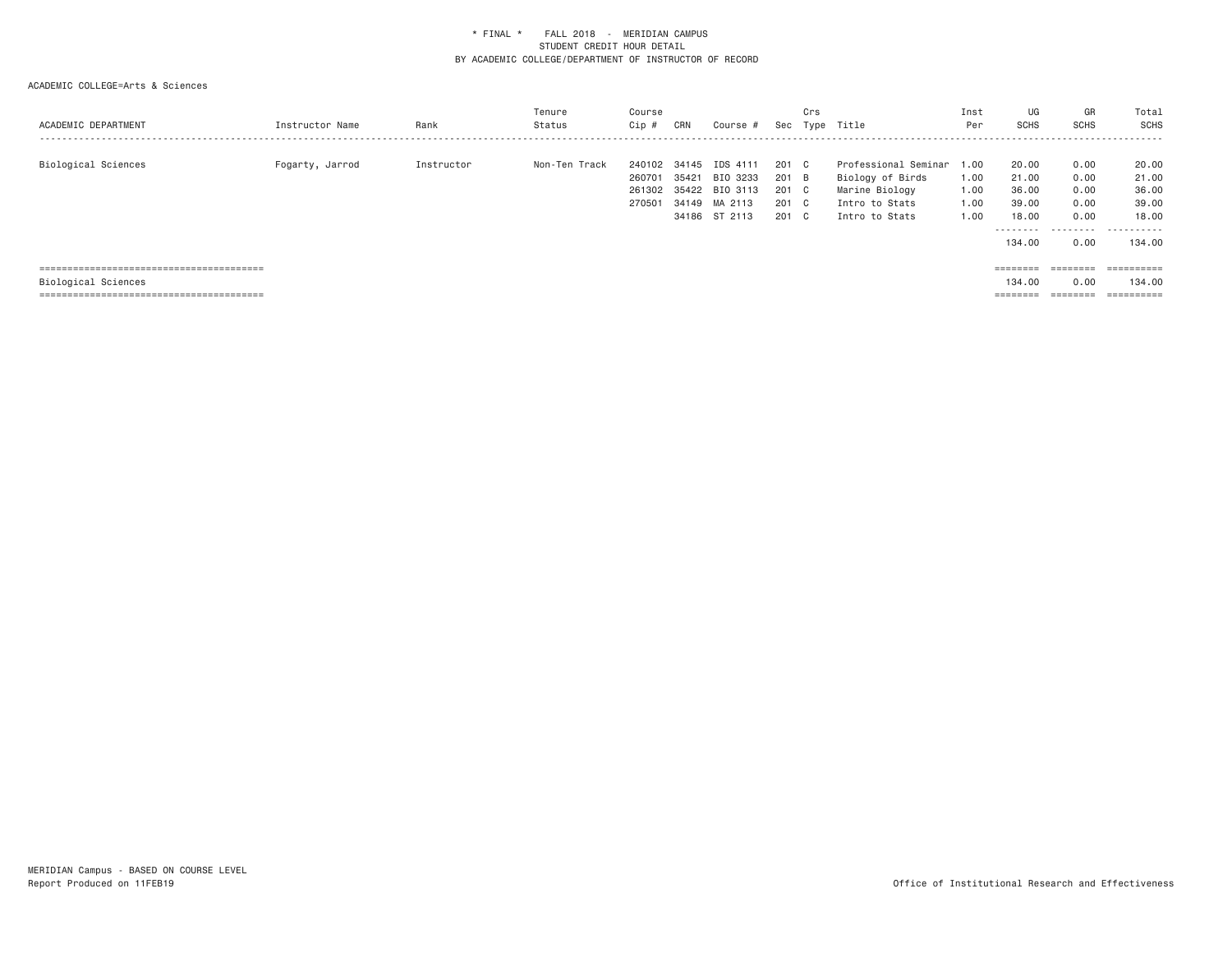\* FINAL \* FALL 2018 - MERIDIAN CAMPUS
STUDENT CREDIT HOUR DETAIL
BY ACADEMIC COLLEGE/DEPARTMENT OF INSTRUCTOR OF RECORD

ACADEMIC COLLEGE=Arts & Sciences

| ACADEMIC DEPARTMENT | Instructor Name | Rank | Tenure Status | Course Cip # | CRN | Course # | Sec | Crs Type | Title | Inst Per | UG SCHS | GR SCHS | Total SCHS |
|---|---|---|---|---|---|---|---|---|---|---|---|---|---|
| Biological Sciences | Fogarty, Jarrod | Instructor | Non-Ten Track | 240102 | 34145 | IDS 4111 | 201 | C | Professional Seminar | 1.00 | 20.00 | 0.00 | 20.00 |
| | | | | 260701 | 35421 | BIO 3233 | 201 | B | Biology of Birds | 1.00 | 21.00 | 0.00 | 21.00 |
| | | | | 261302 | 35422 | BIO 3113 | 201 | C | Marine Biology | 1.00 | 36.00 | 0.00 | 36.00 |
| | | | | 270501 | 34149 | MA 2113 | 201 | C | Intro to Stats | 1.00 | 39.00 | 0.00 | 39.00 |
| | | | | | 34186 | ST 2113 | 201 | C | Intro to Stats | 1.00 | 18.00 | 0.00 | 18.00 |
| | | | | | | | | | | | 134.00 | 0.00 | 134.00 |
| Biological Sciences | | | | | | | | | | | 134.00 | 0.00 | 134.00 |

MERIDIAN Campus - BASED ON COURSE LEVEL
Report Produced on 11FEB19

Office of Institutional Research and Effectiveness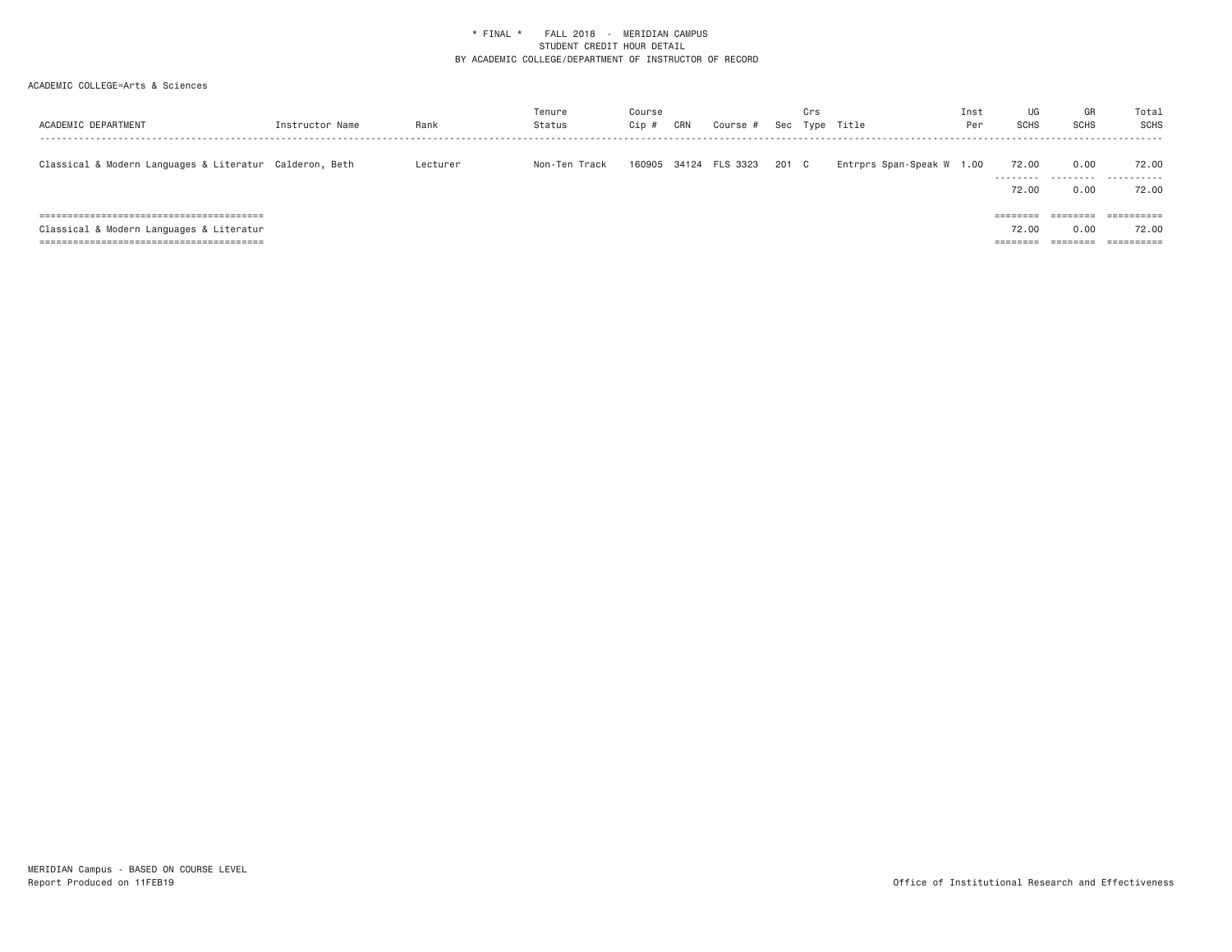\* FINAL \* FALL 2018 - MERIDIAN CAMPUS
STUDENT CREDIT HOUR DETAIL
BY ACADEMIC COLLEGE/DEPARTMENT OF INSTRUCTOR OF RECORD

ACADEMIC COLLEGE=Arts & Sciences

| ACADEMIC DEPARTMENT | Instructor Name | Rank | Tenure Status | Course Cip # | CRN | Course # | Sec | Crs Type | Title | Inst Per | UG SCHS | GR SCHS | Total SCHS |
|---|---|---|---|---|---|---|---|---|---|---|---|---|---|
| Classical & Modern Languages & Literatur | Calderon, Beth | Lecturer | Non-Ten Track | 160905 | 34124 | FLS 3323 | 201 | C | Entrprs Span-Speak W | 1.00 | 72.00 | 0.00 | 72.00 |
| | | | | | | | | | | | 72.00 | 0.00 | 72.00 |
| Classical & Modern Languages & Literatur | | | | | | | | | | | 72.00 | 0.00 | 72.00 |

MERIDIAN Campus - BASED ON COURSE LEVEL
Report Produced on 11FEB19

Office of Institutional Research and Effectiveness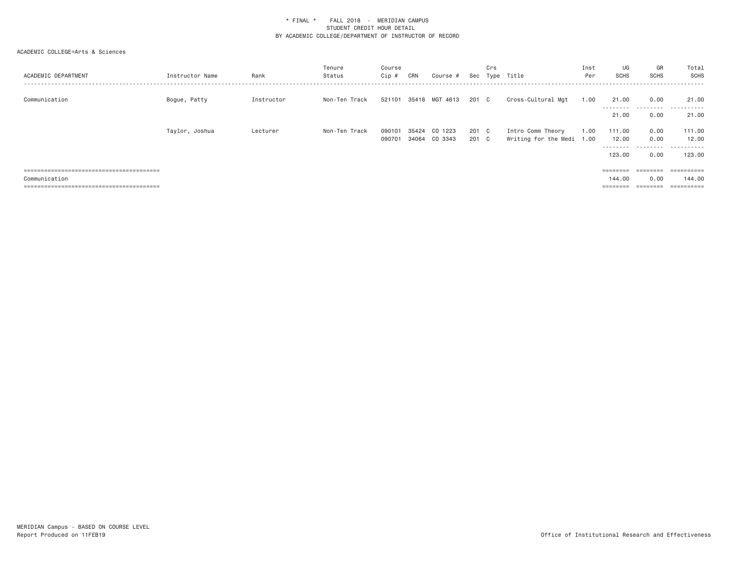\* FINAL \* FALL 2018 - MERIDIAN CAMPUS
STUDENT CREDIT HOUR DETAIL
BY ACADEMIC COLLEGE/DEPARTMENT OF INSTRUCTOR OF RECORD

ACADEMIC COLLEGE=Arts & Sciences

| ACADEMIC DEPARTMENT | Instructor Name | Rank | Tenure Status | Course Cip # | CRN | Course # | Sec | Crs Type | Title | Inst Per | UG SCHS | GR SCHS | Total SCHS |
|---|---|---|---|---|---|---|---|---|---|---|---|---|---|
| Communication | Bogue, Patty | Instructor | Non-Ten Track | 521101 | 35418 | MGT 4613 | 201 | C | Cross-Cultural Mgt | 1.00 | 21.00 | 0.00 | 21.00 |
| | | | | | | | | | | | 21.00 | 0.00 | 21.00 |
| | Taylor, Joshua | Lecturer | Non-Ten Track | 090101 | 35424 | CO 1223 | 201 | C | Intro Comm Theory | 1.00 | 111.00 | 0.00 | 111.00 |
| | | | | 090701 | 34064 | CO 3343 | 201 | C | Writing for the Medi | 1.00 | 12.00 | 0.00 | 12.00 |
| | | | | | | | | | | | 123.00 | 0.00 | 123.00 |
| Communication | | | | | | | | | | | 144.00 | 0.00 | 144.00 |

MERIDIAN Campus - BASED ON COURSE LEVEL
Report Produced on 11FEB19

Office of Institutional Research and Effectiveness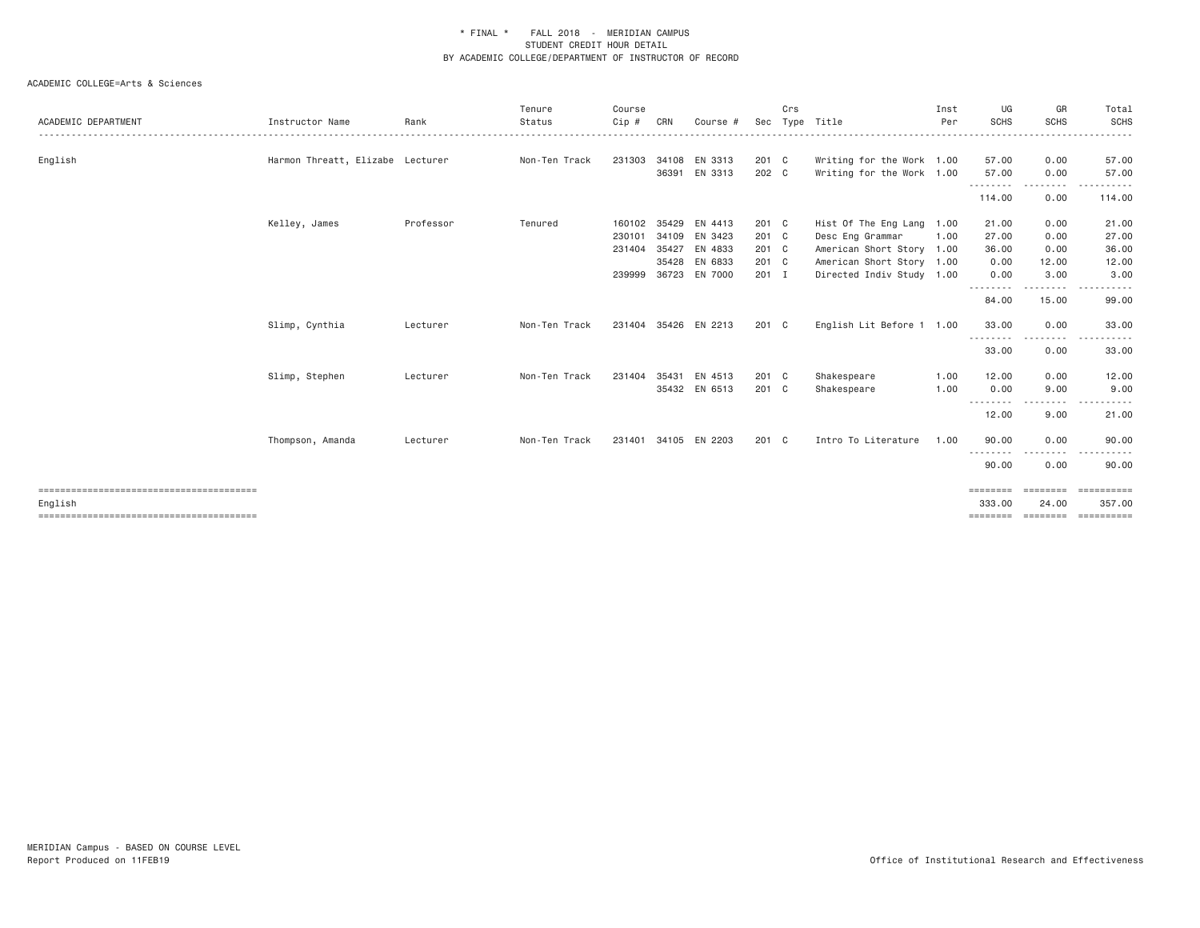\* FINAL \* FALL 2018 - MERIDIAN CAMPUS
STUDENT CREDIT HOUR DETAIL
BY ACADEMIC COLLEGE/DEPARTMENT OF INSTRUCTOR OF RECORD

ACADEMIC COLLEGE=Arts & Sciences

| ACADEMIC DEPARTMENT | Instructor Name | Rank | Tenure Status | Course Cip # | CRN | Course # | Sec | Crs Type | Title | Inst Per | UG SCHS | GR SCHS | Total SCHS |
|---|---|---|---|---|---|---|---|---|---|---|---|---|---|
| English | Harmon Threatt, Elizabe | Lecturer | Non-Ten Track | 231303 | 34108 | EN 3313 | 201 | C | Writing for the Work | 1.00 | 57.00 | 0.00 | 57.00 |
| | | | | | 36391 | EN 3313 | 202 | C | Writing for the Work | 1.00 | 57.00 | 0.00 | 57.00 |
| | | | | | | | | | | | 114.00 | 0.00 | 114.00 |
| | Kelley, James | Professor | Tenured | 160102 | 35429 | EN 4413 | 201 | C | Hist Of The Eng Lang | 1.00 | 21.00 | 0.00 | 21.00 |
| | | | | 230101 | 34109 | EN 3423 | 201 | C | Desc Eng Grammar | 1.00 | 27.00 | 0.00 | 27.00 |
| | | | | 231404 | 35427 | EN 4833 | 201 | C | American Short Story | 1.00 | 36.00 | 0.00 | 36.00 |
| | | | | | 35428 | EN 6833 | 201 | C | American Short Story | 1.00 | 0.00 | 12.00 | 12.00 |
| | | | | 239999 | 36723 | EN 7000 | 201 | I | Directed Indiv Study | 1.00 | 0.00 | 3.00 | 3.00 |
| | | | | | | | | | | | 84.00 | 15.00 | 99.00 |
| | Slimp, Cynthia | Lecturer | Non-Ten Track | 231404 | 35426 | EN 2213 | 201 | C | English Lit Before 1 | 1.00 | 33.00 | 0.00 | 33.00 |
| | | | | | | | | | | | 33.00 | 0.00 | 33.00 |
| | Slimp, Stephen | Lecturer | Non-Ten Track | 231404 | 35431 | EN 4513 | 201 | C | Shakespeare | 1.00 | 12.00 | 0.00 | 12.00 |
| | | | | | 35432 | EN 6513 | 201 | C | Shakespeare | 1.00 | 0.00 | 9.00 | 9.00 |
| | | | | | | | | | | | 12.00 | 9.00 | 21.00 |
| | Thompson, Amanda | Lecturer | Non-Ten Track | 231401 | 34105 | EN 2203 | 201 | C | Intro To Literature | 1.00 | 90.00 | 0.00 | 90.00 |
| | | | | | | | | | | | 90.00 | 0.00 | 90.00 |
| English | | | | | | | | | | | 333.00 | 24.00 | 357.00 |

MERIDIAN Campus - BASED ON COURSE LEVEL
Report Produced on 11FEB19

Office of Institutional Research and Effectiveness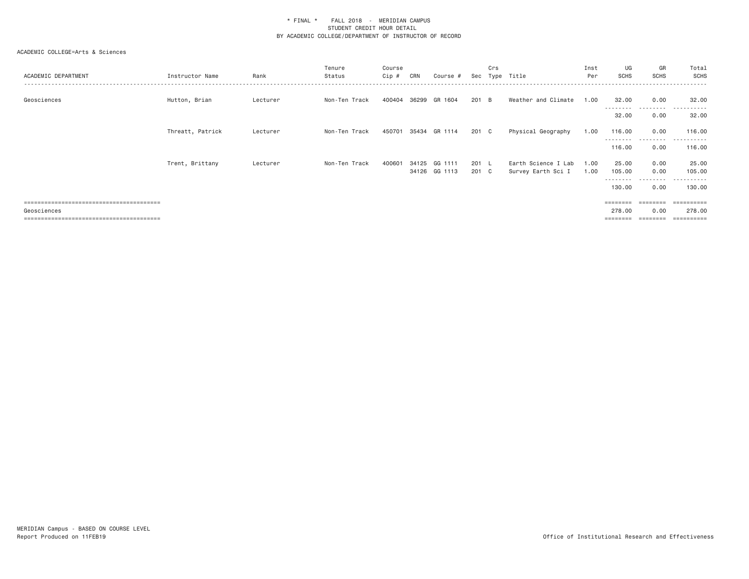\* FINAL \* FALL 2018 - MERIDIAN CAMPUS
STUDENT CREDIT HOUR DETAIL
BY ACADEMIC COLLEGE/DEPARTMENT OF INSTRUCTOR OF RECORD

ACADEMIC COLLEGE=Arts & Sciences

| ACADEMIC DEPARTMENT | Instructor Name | Rank | Tenure Status | Course Cip # | CRN | Course # | Sec | Crs Type | Title | Inst Per | UG SCHS | GR SCHS | Total SCHS |
|---|---|---|---|---|---|---|---|---|---|---|---|---|---|
| Geosciences | Hutton, Brian | Lecturer | Non-Ten Track | 400404 | 36299 | GR 1604 | 201 | B | Weather and Climate | 1.00 | 32.00 | 0.00 | 32.00 |
| | | | | | | | | | | | 32.00 | 0.00 | 32.00 |
| | Threatt, Patrick | Lecturer | Non-Ten Track | 450701 | 35434 | GR 1114 | 201 | C | Physical Geography | 1.00 | 116.00 | 0.00 | 116.00 |
| | | | | | | | | | | | 116.00 | 0.00 | 116.00 |
| | Trent, Brittany | Lecturer | Non-Ten Track | 400601 | 34125 | GG 1111 | 201 | L | Earth Science I Lab | 1.00 | 25.00 | 0.00 | 25.00 |
| | | | | | 34126 | GG 1113 | 201 | C | Survey Earth Sci I | 1.00 | 105.00 | 0.00 | 105.00 |
| | | | | | | | | | | | 130.00 | 0.00 | 130.00 |
| Geosciences | | | | | | | | | | | 278.00 | 0.00 | 278.00 |

MERIDIAN Campus - BASED ON COURSE LEVEL
Report Produced on 11FEB19

Office of Institutional Research and Effectiveness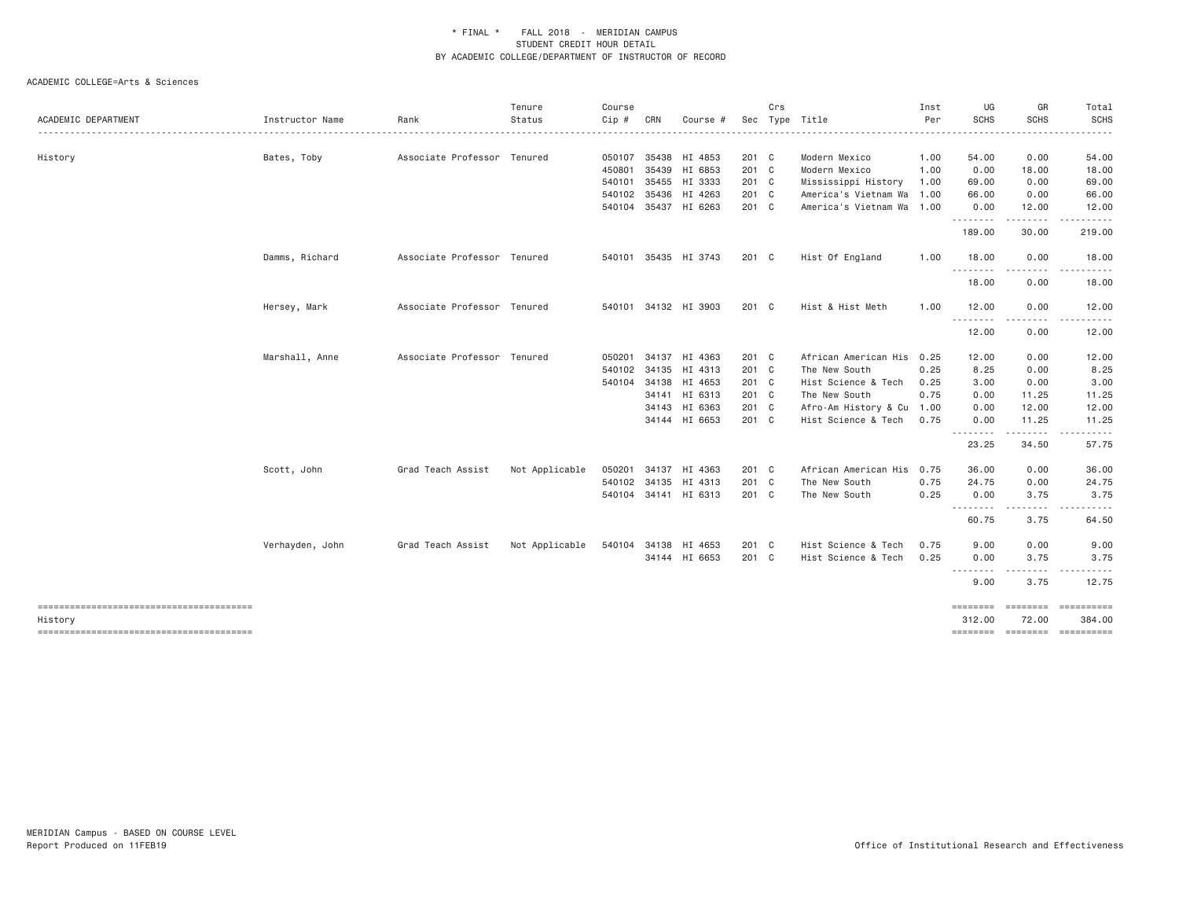\* FINAL \*    FALL 2018  -  MERIDIAN CAMPUS
STUDENT CREDIT HOUR DETAIL
BY ACADEMIC COLLEGE/DEPARTMENT OF INSTRUCTOR OF RECORD

ACADEMIC COLLEGE=Arts & Sciences

| ACADEMIC DEPARTMENT | Instructor Name | Rank | Tenure Status | Course Cip # | CRN | Course # | Sec | Crs Type | Title | Inst Per | UG SCHS | GR SCHS | Total SCHS |
|---|---|---|---|---|---|---|---|---|---|---|---|---|---|
| History | Bates, Toby | Associate Professor | Tenured | 050107 | 35438 | HI 4853 | 201 | C | Modern Mexico | 1.00 | 54.00 | 0.00 | 54.00 |
| | | | | 450801 | 35439 | HI 6853 | 201 | C | Modern Mexico | 1.00 | 0.00 | 18.00 | 18.00 |
| | | | | 540101 | 35455 | HI 3333 | 201 | C | Mississippi History | 1.00 | 69.00 | 0.00 | 69.00 |
| | | | | 540102 | 35436 | HI 4263 | 201 | C | America's Vietnam Wa | 1.00 | 66.00 | 0.00 | 66.00 |
| | | | | 540104 | 35437 | HI 6263 | 201 | C | America's Vietnam Wa | 1.00 | 0.00 | 12.00 | 12.00 |
| | | | | | | | | | | | 189.00 | 30.00 | 219.00 |
| | Damms, Richard | Associate Professor | Tenured | 540101 | 35435 | HI 3743 | 201 | C | Hist Of England | 1.00 | 18.00 | 0.00 | 18.00 |
| | | | | | | | | | | | 18.00 | 0.00 | 18.00 |
| | Hersey, Mark | Associate Professor | Tenured | 540101 | 34132 | HI 3903 | 201 | C | Hist & Hist Meth | 1.00 | 12.00 | 0.00 | 12.00 |
| | | | | | | | | | | | 12.00 | 0.00 | 12.00 |
| | Marshall, Anne | Associate Professor | Tenured | 050201 | 34137 | HI 4363 | 201 | C | African American His | 0.25 | 12.00 | 0.00 | 12.00 |
| | | | | 540102 | 34135 | HI 4313 | 201 | C | The New South | 0.25 | 8.25 | 0.00 | 8.25 |
| | | | | 540104 | 34138 | HI 4653 | 201 | C | Hist Science & Tech | 0.25 | 3.00 | 0.00 | 3.00 |
| | | | | | 34141 | HI 6313 | 201 | C | The New South | 0.75 | 0.00 | 11.25 | 11.25 |
| | | | | | 34143 | HI 6363 | 201 | C | Afro-Am History & Cu | 1.00 | 0.00 | 12.00 | 12.00 |
| | | | | | 34144 | HI 6653 | 201 | C | Hist Science & Tech | 0.75 | 0.00 | 11.25 | 11.25 |
| | | | | | | | | | | | 23.25 | 34.50 | 57.75 |
| | Scott, John | Grad Teach Assist | Not Applicable | 050201 | 34137 | HI 4363 | 201 | C | African American His | 0.75 | 36.00 | 0.00 | 36.00 |
| | | | | 540102 | 34135 | HI 4313 | 201 | C | The New South | 0.75 | 24.75 | 0.00 | 24.75 |
| | | | | 540104 | 34141 | HI 6313 | 201 | C | The New South | 0.25 | 0.00 | 3.75 | 3.75 |
| | | | | | | | | | | | 60.75 | 3.75 | 64.50 |
| | Verhayden, John | Grad Teach Assist | Not Applicable | 540104 | 34138 | HI 4653 | 201 | C | Hist Science & Tech | 0.75 | 9.00 | 0.00 | 9.00 |
| | | | | | 34144 | HI 6653 | 201 | C | Hist Science & Tech | 0.25 | 0.00 | 3.75 | 3.75 |
| | | | | | | | | | | | 9.00 | 3.75 | 12.75 |
| History | | | | | | | | | | | 312.00 | 72.00 | 384.00 |

MERIDIAN Campus - BASED ON COURSE LEVEL
Report Produced on 11FEB19

Office of Institutional Research and Effectiveness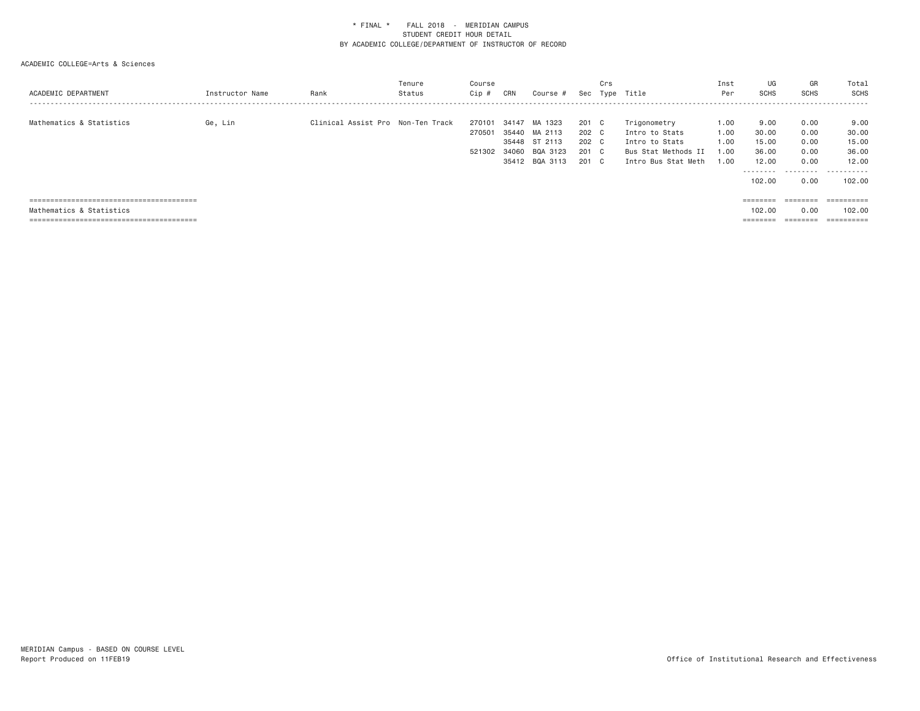* FINAL * FALL 2018 - MERIDIAN CAMPUS
STUDENT CREDIT HOUR DETAIL
BY ACADEMIC COLLEGE/DEPARTMENT OF INSTRUCTOR OF RECORD

ACADEMIC COLLEGE=Arts & Sciences

| ACADEMIC DEPARTMENT | Instructor Name | Rank | Tenure Status | Course Cip # | CRN | Course # | Sec | Crs Type | Title | Inst Per | UG SCHS | GR SCHS | Total SCHS |
|---|---|---|---|---|---|---|---|---|---|---|---|---|---|
| Mathematics & Statistics | Ge, Lin | Clinical Assist Pro | Non-Ten Track | 270101 | 34147 | MA 1323 | 201 | C | Trigonometry | 1.00 | 9.00 | 0.00 | 9.00 |
| | | | | 270501 | 35440 | MA 2113 | 202 | C | Intro to Stats | 1.00 | 30.00 | 0.00 | 30.00 |
| | | | | | 35448 | ST 2113 | 202 | C | Intro to Stats | 1.00 | 15.00 | 0.00 | 15.00 |
| | | | | 521302 | 34060 | BQA 3123 | 201 | C | Bus Stat Methods II | 1.00 | 36.00 | 0.00 | 36.00 |
| | | | | | 35412 | BQA 3113 | 201 | C | Intro Bus Stat Meth | 1.00 | 12.00 | 0.00 | 12.00 |
| | | | | | | | | | | | 102.00 | 0.00 | 102.00 |
| Mathematics & Statistics | | | | | | | | | | | 102.00 | 0.00 | 102.00 |

MERIDIAN Campus - BASED ON COURSE LEVEL
Report Produced on 11FEB19

Office of Institutional Research and Effectiveness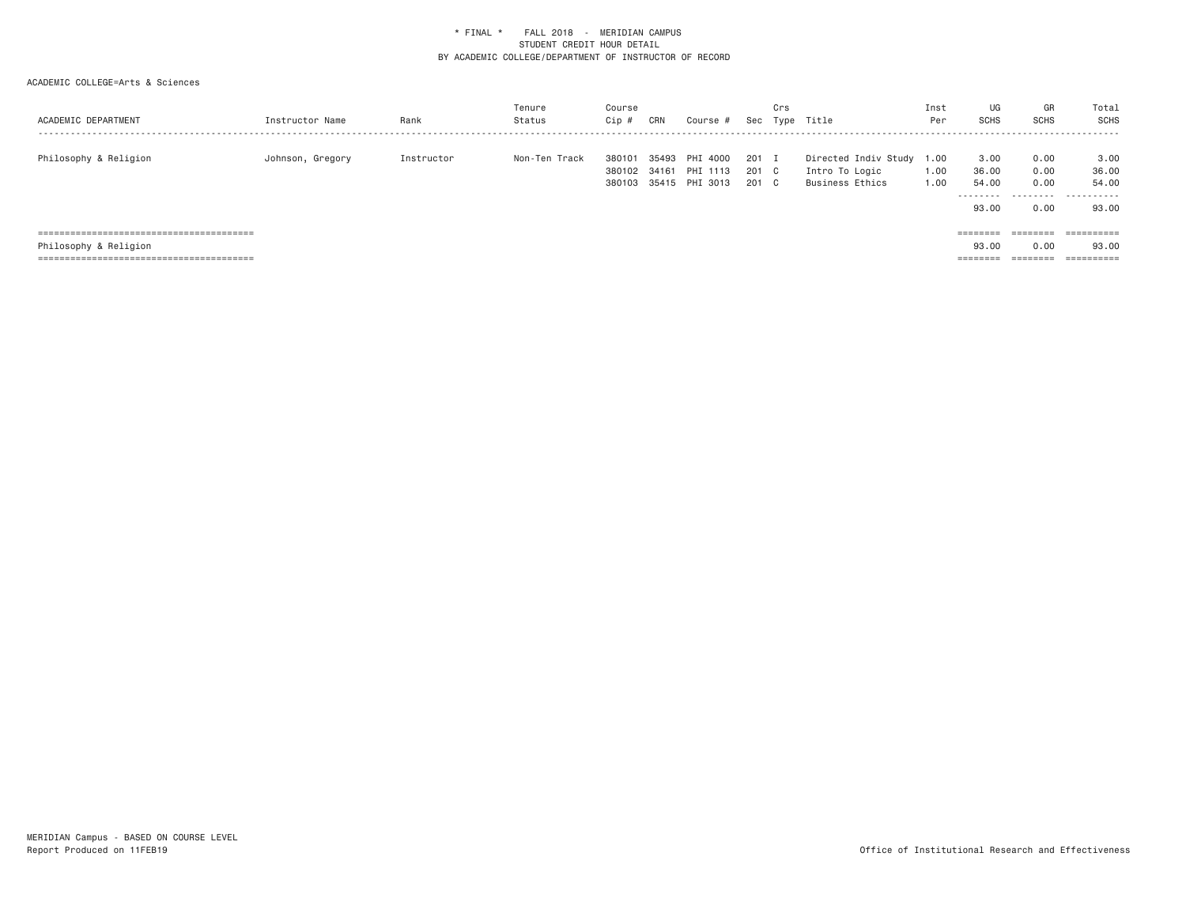\* FINAL \* FALL 2018 - MERIDIAN CAMPUS
STUDENT CREDIT HOUR DETAIL
BY ACADEMIC COLLEGE/DEPARTMENT OF INSTRUCTOR OF RECORD

ACADEMIC COLLEGE=Arts & Sciences

| ACADEMIC DEPARTMENT | Instructor Name | Rank | Tenure Status | Course Cip # | CRN | Course # | Sec | Crs Type | Title | Inst Per | UG SCHS | GR SCHS | Total SCHS |
|---|---|---|---|---|---|---|---|---|---|---|---|---|---|
| Philosophy & Religion | Johnson, Gregory | Instructor | Non-Ten Track | 380101 | 35493 | PHI 4000 | 201 | I | Directed Indiv Study | 1.00 | 3.00 | 0.00 | 3.00 |
| | | | | 380102 | 34161 | PHI 1113 | 201 | C | Intro To Logic | 1.00 | 36.00 | 0.00 | 36.00 |
| | | | | 380103 | 35415 | PHI 3013 | 201 | C | Business Ethics | 1.00 | 54.00 | 0.00 | 54.00 |
| | | | | | | | | | | | 93.00 | 0.00 | 93.00 |
| Philosophy & Religion | | | | | | | | | | | 93.00 | 0.00 | 93.00 |

MERIDIAN Campus - BASED ON COURSE LEVEL
Report Produced on 11FEB19

Office of Institutional Research and Effectiveness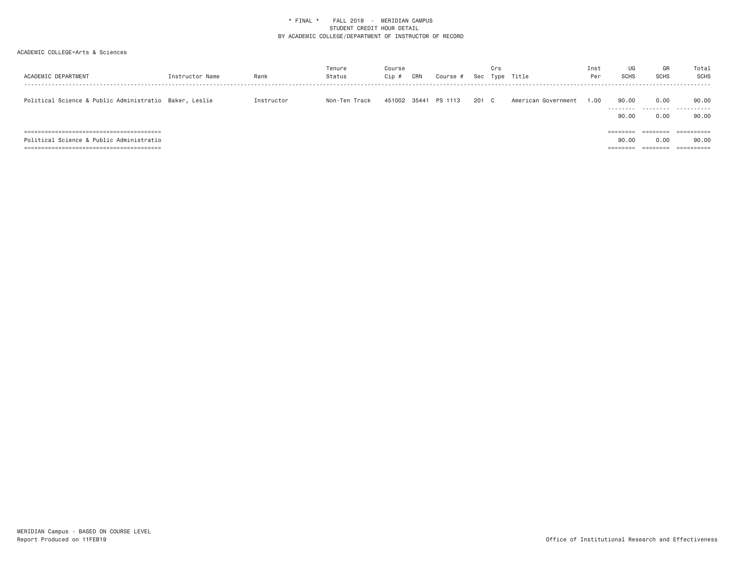* FINAL * FALL 2018 - MERIDIAN CAMPUS
STUDENT CREDIT HOUR DETAIL
BY ACADEMIC COLLEGE/DEPARTMENT OF INSTRUCTOR OF RECORD

ACADEMIC COLLEGE=Arts & Sciences

| ACADEMIC DEPARTMENT | Instructor Name | Rank | Tenure Status | Course Cip # | CRN | Course # | Sec | Crs Type | Title | Inst Per | UG SCHS | GR SCHS | Total SCHS |
|---|---|---|---|---|---|---|---|---|---|---|---|---|---|
| Political Science & Public Administratio | Baker, Leslie | Instructor | Non-Ten Track | 451002 | 35441 | PS 1113 | 201 | C | American Government | 1.00 | 90.00 | 0.00 | 90.00 |
| | | | | | | | | | | | 90.00 | 0.00 | 90.00 |
| Political Science & Public Administratio | | | | | | | | | | | 90.00 | 0.00 | 90.00 |

MERIDIAN Campus - BASED ON COURSE LEVEL
Report Produced on 11FEB19

Office of Institutional Research and Effectiveness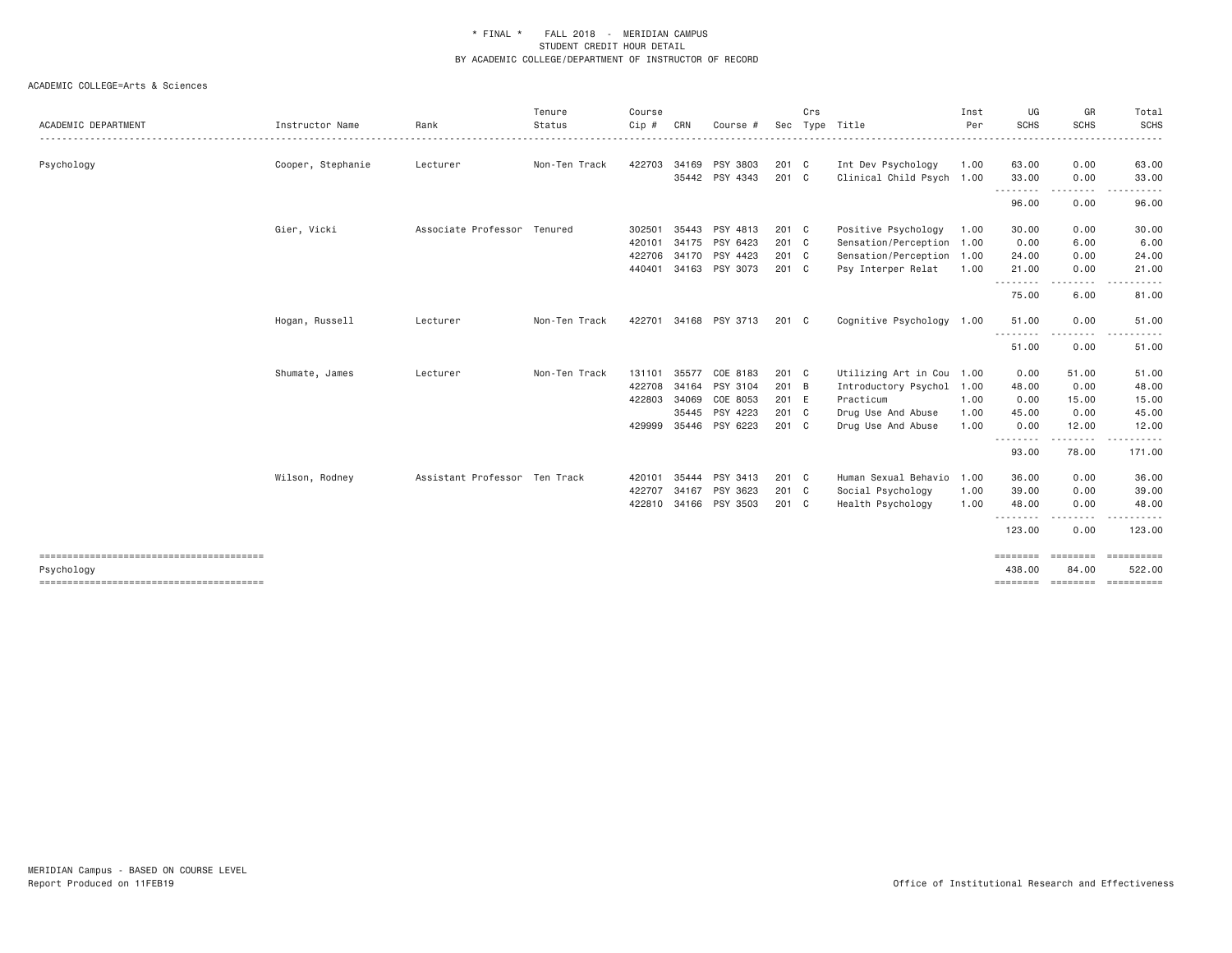\* FINAL \* FALL 2018 - MERIDIAN CAMPUS
STUDENT CREDIT HOUR DETAIL
BY ACADEMIC COLLEGE/DEPARTMENT OF INSTRUCTOR OF RECORD

ACADEMIC COLLEGE=Arts & Sciences

| ACADEMIC DEPARTMENT | Instructor Name | Rank | Tenure Status | Course Cip # | CRN | Course # | Sec | Crs Type | Title | Inst Per | UG SCHS | GR SCHS | Total SCHS |
|---|---|---|---|---|---|---|---|---|---|---|---|---|---|
| Psychology | Cooper, Stephanie | Lecturer | Non-Ten Track | 422703 | 34169 | PSY 3803 | 201 | C | Int Dev Psychology | 1.00 | 63.00 | 0.00 | 63.00 |
| | | | | | 35442 | PSY 4343 | 201 | C | Clinical Child Psych | 1.00 | 33.00 | 0.00 | 33.00 |
| | | | | | | | | | | | 96.00 | 0.00 | 96.00 |
| | Gier, Vicki | Associate Professor | Tenured | 302501 | 35443 | PSY 4813 | 201 | C | Positive Psychology | 1.00 | 30.00 | 0.00 | 30.00 |
| | | | | 420101 | 34175 | PSY 6423 | 201 | C | Sensation/Perception | 1.00 | 0.00 | 6.00 | 6.00 |
| | | | | 422706 | 34170 | PSY 4423 | 201 | C | Sensation/Perception | 1.00 | 24.00 | 0.00 | 24.00 |
| | | | | 440401 | 34163 | PSY 3073 | 201 | C | Psy Interper Relat | 1.00 | 21.00 | 0.00 | 21.00 |
| | | | | | | | | | | | 75.00 | 6.00 | 81.00 |
| | Hogan, Russell | Lecturer | Non-Ten Track | 422701 | 34168 | PSY 3713 | 201 | C | Cognitive Psychology | 1.00 | 51.00 | 0.00 | 51.00 |
| | | | | | | | | | | | 51.00 | 0.00 | 51.00 |
| | Shumate, James | Lecturer | Non-Ten Track | 131101 | 35577 | COE 8183 | 201 | C | Utilizing Art in Cou | 1.00 | 0.00 | 51.00 | 51.00 |
| | | | | 422708 | 34164 | PSY 3104 | 201 | B | Introductory Psychol | 1.00 | 48.00 | 0.00 | 48.00 |
| | | | | 422803 | 34069 | COE 8053 | 201 | E | Practicum | 1.00 | 0.00 | 15.00 | 15.00 |
| | | | | | 35445 | PSY 4223 | 201 | C | Drug Use And Abuse | 1.00 | 45.00 | 0.00 | 45.00 |
| | | | | 429999 | 35446 | PSY 6223 | 201 | C | Drug Use And Abuse | 1.00 | 0.00 | 12.00 | 12.00 |
| | | | | | | | | | | | 93.00 | 78.00 | 171.00 |
| | Wilson, Rodney | Assistant Professor | Ten Track | 420101 | 35444 | PSY 3413 | 201 | C | Human Sexual Behavio | 1.00 | 36.00 | 0.00 | 36.00 |
| | | | | 422707 | 34167 | PSY 3623 | 201 | C | Social Psychology | 1.00 | 39.00 | 0.00 | 39.00 |
| | | | | 422810 | 34166 | PSY 3503 | 201 | C | Health Psychology | 1.00 | 48.00 | 0.00 | 48.00 |
| | | | | | | | | | | | 123.00 | 0.00 | 123.00 |
| Psychology | | | | | | | | | | | 438.00 | 84.00 | 522.00 |

MERIDIAN Campus - BASED ON COURSE LEVEL
Report Produced on 11FEB19

Office of Institutional Research and Effectiveness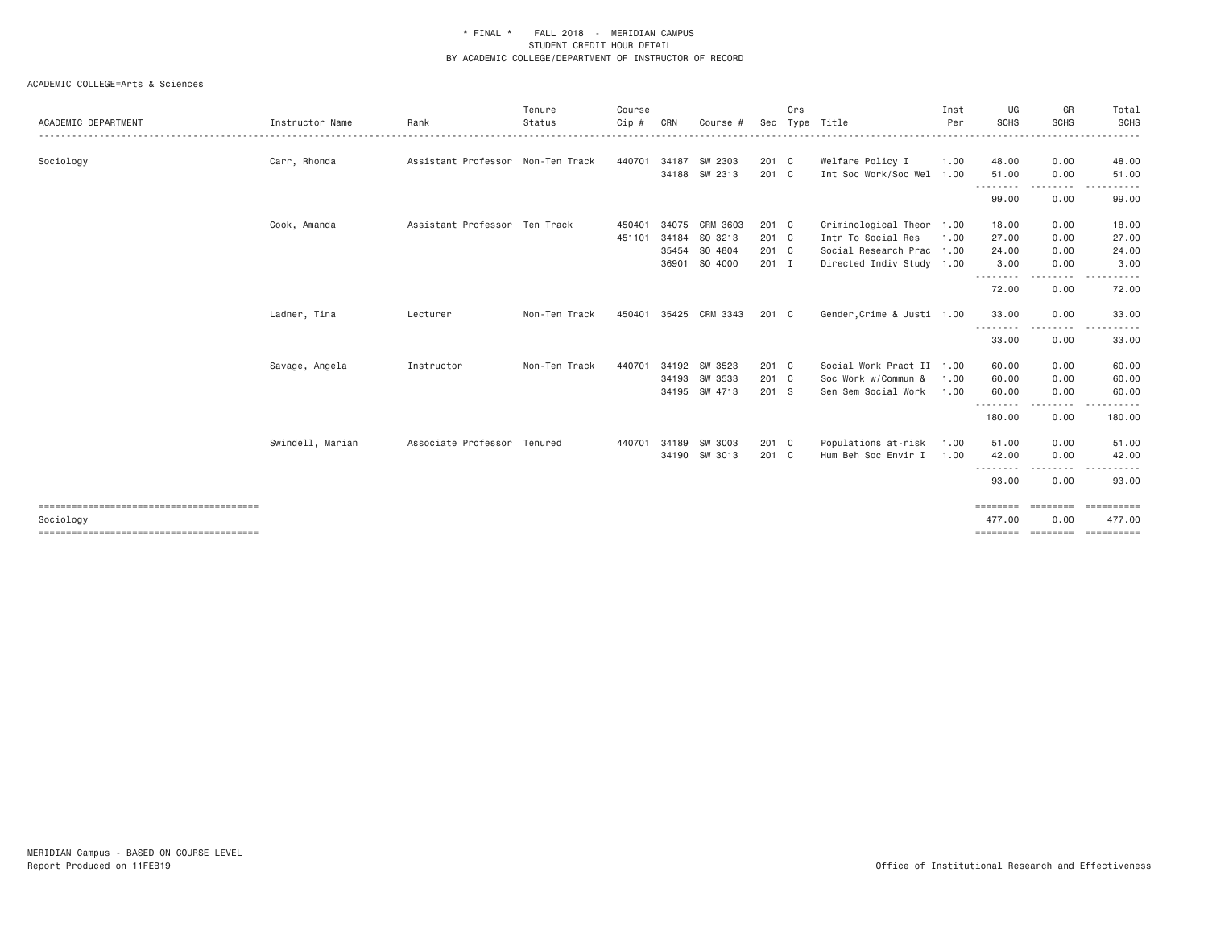\* FINAL \* FALL 2018 - MERIDIAN CAMPUS
STUDENT CREDIT HOUR DETAIL
BY ACADEMIC COLLEGE/DEPARTMENT OF INSTRUCTOR OF RECORD

ACADEMIC COLLEGE=Arts & Sciences

| ACADEMIC DEPARTMENT | Instructor Name | Rank | Tenure Status | Course Cip # | CRN | Course # | Sec | Crs Type | Title | Inst Per | UG SCHS | GR SCHS | Total SCHS |
|---|---|---|---|---|---|---|---|---|---|---|---|---|---|
| Sociology | Carr, Rhonda | Assistant Professor | Non-Ten Track | 440701 | 34187 | SW 2303 | 201 | C | Welfare Policy I | 1.00 | 48.00 | 0.00 | 48.00 |
| | | | | | 34188 | SW 2313 | 201 | C | Int Soc Work/Soc Wel | 1.00 | 51.00 | 0.00 | 51.00 |
| | | | | | | | | | | | 99.00 | 0.00 | 99.00 |
| | Cook, Amanda | Assistant Professor | Ten Track | 450401 | 34075 | CRM 3603 | 201 | C | Criminological Theor | 1.00 | 18.00 | 0.00 | 18.00 |
| | | | | 451101 | 34184 | SO 3213 | 201 | C | Intr To Social Res | 1.00 | 27.00 | 0.00 | 27.00 |
| | | | | | 35454 | SO 4804 | 201 | C | Social Research Prac | 1.00 | 24.00 | 0.00 | 24.00 |
| | | | | | 36901 | SO 4000 | 201 | I | Directed Indiv Study | 1.00 | 3.00 | 0.00 | 3.00 |
| | | | | | | | | | | | 72.00 | 0.00 | 72.00 |
| | Ladner, Tina | Lecturer | Non-Ten Track | 450401 | 35425 | CRM 3343 | 201 | C | Gender,Crime & Justi | 1.00 | 33.00 | 0.00 | 33.00 |
| | | | | | | | | | | | 33.00 | 0.00 | 33.00 |
| | Savage, Angela | Instructor | Non-Ten Track | 440701 | 34192 | SW 3523 | 201 | C | Social Work Pract II | 1.00 | 60.00 | 0.00 | 60.00 |
| | | | | | 34193 | SW 3533 | 201 | C | Soc Work w/Commun & | 1.00 | 60.00 | 0.00 | 60.00 |
| | | | | | 34195 | SW 4713 | 201 | S | Sen Sem Social Work | 1.00 | 60.00 | 0.00 | 60.00 |
| | | | | | | | | | | | 180.00 | 0.00 | 180.00 |
| | Swindell, Marian | Associate Professor | Tenured | 440701 | 34189 | SW 3003 | 201 | C | Populations at-risk | 1.00 | 51.00 | 0.00 | 51.00 |
| | | | | | 34190 | SW 3013 | 201 | C | Hum Beh Soc Envir I | 1.00 | 42.00 | 0.00 | 42.00 |
| | | | | | | | | | | | 93.00 | 0.00 | 93.00 |
| Sociology | | | | | | | | | | | 477.00 | 0.00 | 477.00 |

MERIDIAN Campus - BASED ON COURSE LEVEL
Report Produced on 11FEB19

Office of Institutional Research and Effectiveness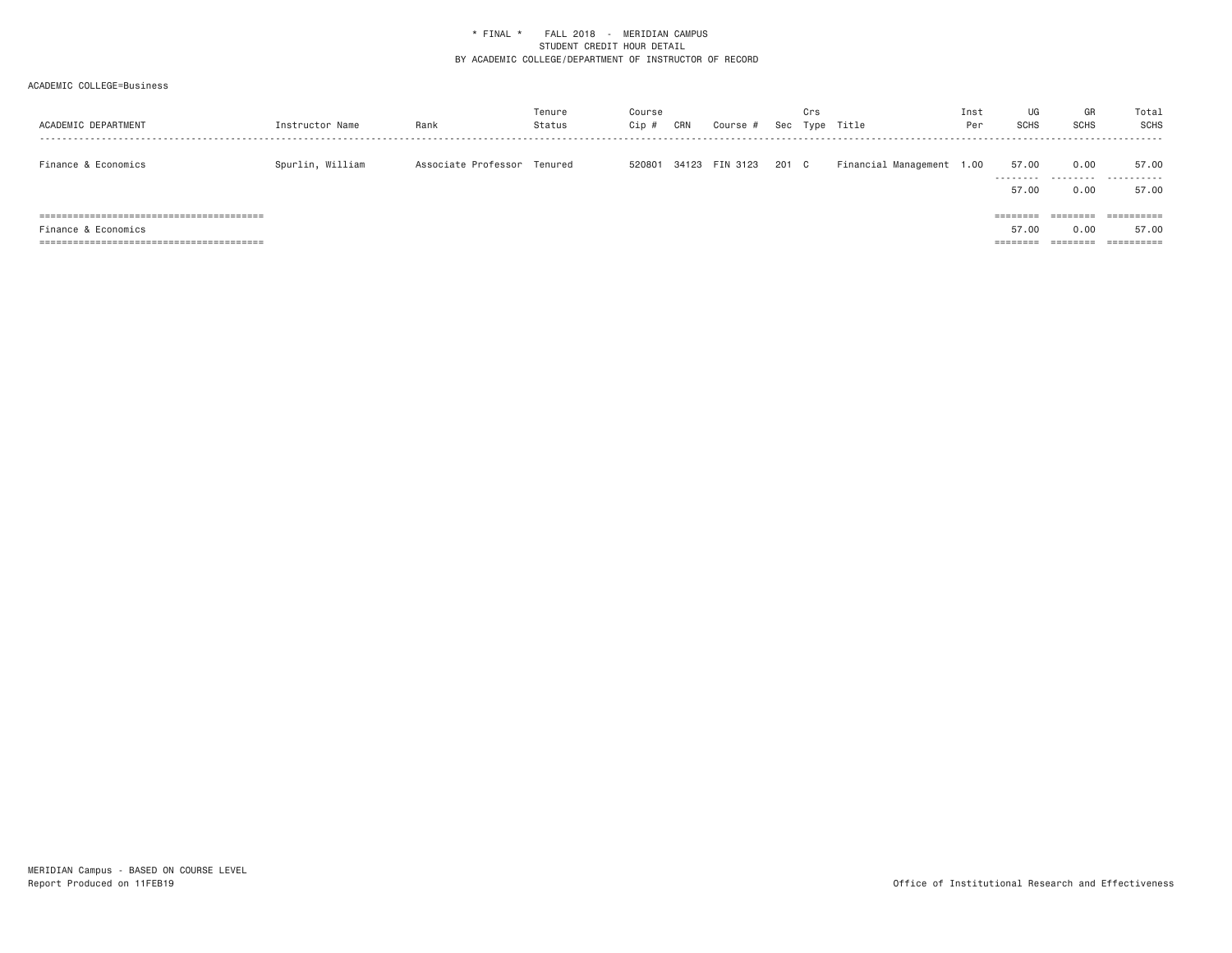\* FINAL \*    FALL 2018 - MERIDIAN CAMPUS
STUDENT CREDIT HOUR DETAIL
BY ACADEMIC COLLEGE/DEPARTMENT OF INSTRUCTOR OF RECORD

ACADEMIC COLLEGE=Business

| ACADEMIC DEPARTMENT | Instructor Name | Rank | Tenure Status | Course Cip # | CRN | Course # | Sec | Crs Type | Title | Inst Per | UG SCHS | GR SCHS | Total SCHS |
|---|---|---|---|---|---|---|---|---|---|---|---|---|---|
| Finance & Economics | Spurlin, William | Associate Professor | Tenured | 520801 | 34123 | FIN 3123 | 201 | C | Financial Management | 1.00 | 57.00 | 0.00 | 57.00 |
| | | | | | | | | | | | 57.00 | 0.00 | 57.00 |
| Finance & Economics | | | | | | | | | | | 57.00 | 0.00 | 57.00 |

MERIDIAN Campus - BASED ON COURSE LEVEL
Report Produced on 11FEB19

Office of Institutional Research and Effectiveness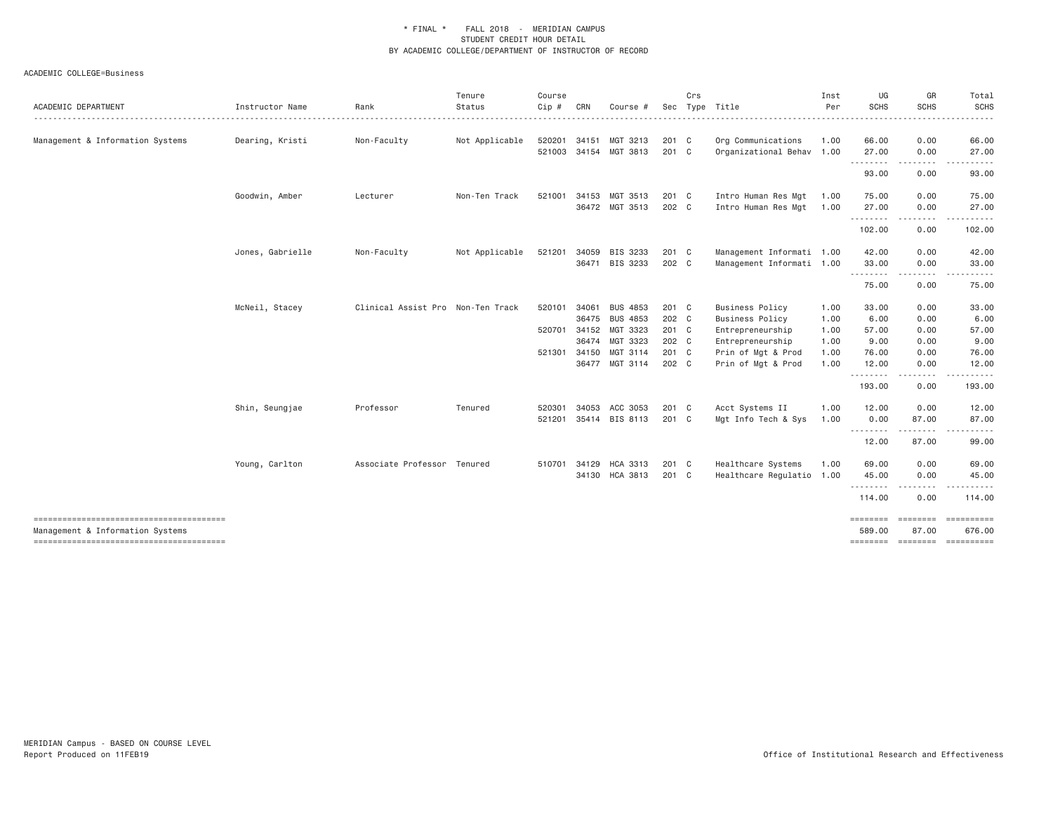\* FINAL \*    FALL 2018 - MERIDIAN CAMPUS
STUDENT CREDIT HOUR DETAIL
BY ACADEMIC COLLEGE/DEPARTMENT OF INSTRUCTOR OF RECORD

ACADEMIC COLLEGE=Business

| ACADEMIC DEPARTMENT | Instructor Name | Rank | Tenure Status | Course Cip # | CRN | Course # | Sec | Crs Type | Title | Inst Per | UG SCHS | GR SCHS | Total SCHS |
|---|---|---|---|---|---|---|---|---|---|---|---|---|---|
| Management & Information Systems | Dearing, Kristi | Non-Faculty | Not Applicable | 520201 | 34151 | MGT 3213 | 201 | C | Org Communications | 1.00 | 66.00 | 0.00 | 66.00 |
| | | | | 521003 | 34154 | MGT 3813 | 201 | C | Organizational Behav | 1.00 | 27.00 | 0.00 | 27.00 |
| | | | | | | | | | | | 93.00 | 0.00 | 93.00 |
| | Goodwin, Amber | Lecturer | Non-Ten Track | 521001 | 34153 | MGT 3513 | 201 | C | Intro Human Res Mgt | 1.00 | 75.00 | 0.00 | 75.00 |
| | | | | | 36472 | MGT 3513 | 202 | C | Intro Human Res Mgt | 1.00 | 27.00 | 0.00 | 27.00 |
| | | | | | | | | | | | 102.00 | 0.00 | 102.00 |
| | Jones, Gabrielle | Non-Faculty | Not Applicable | 521201 | 34059 | BIS 3233 | 201 | C | Management Informati | 1.00 | 42.00 | 0.00 | 42.00 |
| | | | | | 36471 | BIS 3233 | 202 | C | Management Informati | 1.00 | 33.00 | 0.00 | 33.00 |
| | | | | | | | | | | | 75.00 | 0.00 | 75.00 |
| | McNeil, Stacey | Clinical Assist Pro | Non-Ten Track | 520101 | 34061 | BUS 4853 | 201 | C | Business Policy | 1.00 | 33.00 | 0.00 | 33.00 |
| | | | | | 36475 | BUS 4853 | 202 | C | Business Policy | 1.00 | 6.00 | 0.00 | 6.00 |
| | | | | 520701 | 34152 | MGT 3323 | 201 | C | Entrepreneurship | 1.00 | 57.00 | 0.00 | 57.00 |
| | | | | | 36474 | MGT 3323 | 202 | C | Entrepreneurship | 1.00 | 9.00 | 0.00 | 9.00 |
| | | | | 521301 | 34150 | MGT 3114 | 201 | C | Prin of Mgt & Prod | 1.00 | 76.00 | 0.00 | 76.00 |
| | | | | | 36477 | MGT 3114 | 202 | C | Prin of Mgt & Prod | 1.00 | 12.00 | 0.00 | 12.00 |
| | | | | | | | | | | | 193.00 | 0.00 | 193.00 |
| | Shin, Seungjae | Professor | Tenured | 520301 | 34053 | ACC 3053 | 201 | C | Acct Systems II | 1.00 | 12.00 | 0.00 | 12.00 |
| | | | | 521201 | 35414 | BIS 8113 | 201 | C | Mgt Info Tech & Sys | 1.00 | 0.00 | 87.00 | 87.00 |
| | | | | | | | | | | | 12.00 | 87.00 | 99.00 |
| | Young, Carlton | Associate Professor | Tenured | 510701 | 34129 | HCA 3313 | 201 | C | Healthcare Systems | 1.00 | 69.00 | 0.00 | 69.00 |
| | | | | | 34130 | HCA 3813 | 201 | C | Healthcare Regulatio | 1.00 | 45.00 | 0.00 | 45.00 |
| | | | | | | | | | | | 114.00 | 0.00 | 114.00 |
| Management & Information Systems | | | | | | | | | | | 589.00 | 87.00 | 676.00 |

MERIDIAN Campus - BASED ON COURSE LEVEL
Report Produced on 11FEB19

Office of Institutional Research and Effectiveness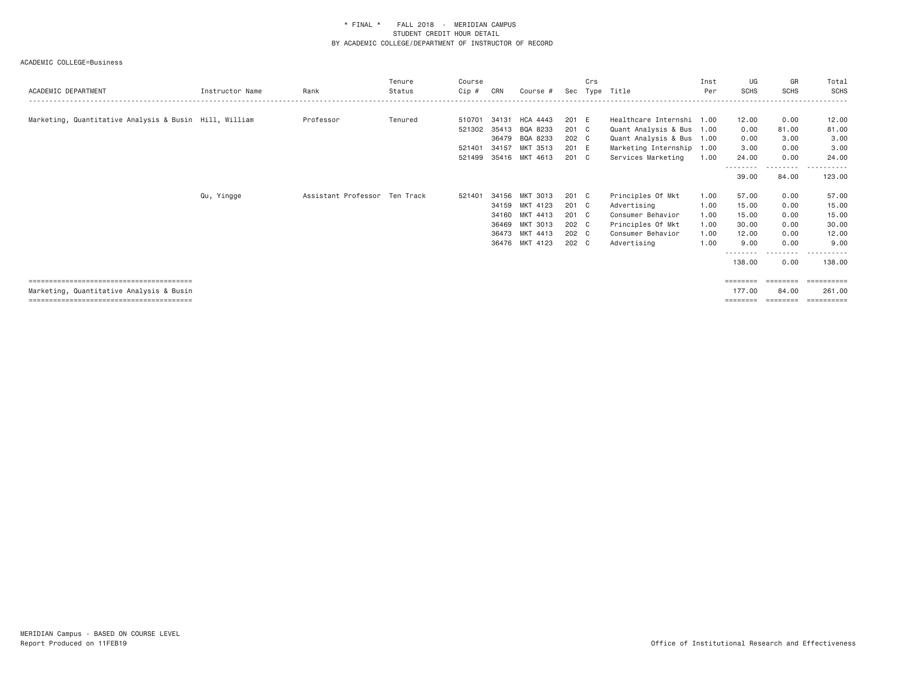\* FINAL \* FALL 2018 - MERIDIAN CAMPUS
STUDENT CREDIT HOUR DETAIL
BY ACADEMIC COLLEGE/DEPARTMENT OF INSTRUCTOR OF RECORD

ACADEMIC COLLEGE=Business

| ACADEMIC DEPARTMENT | Instructor Name | Rank | Tenure Status | Course Cip # | CRN | Course # | Sec | Crs Type | Title | Inst Per | UG SCHS | GR SCHS | Total SCHS |
|---|---|---|---|---|---|---|---|---|---|---|---|---|---|
| Marketing, Quantitative Analysis & Busin | Hill, William | Professor | Tenured | 510701 | 34131 | HCA 4443 | 201 | E | Healthcare Internshi | 1.00 | 12.00 | 0.00 | 12.00 |
| | | | | 521302 | 35413 | BQA 8233 | 201 | C | Quant Analysis & Bus | 1.00 | 0.00 | 81.00 | 81.00 |
| | | | | | 36479 | BQA 8233 | 202 | C | Quant Analysis & Bus | 1.00 | 0.00 | 3.00 | 3.00 |
| | | | | 521401 | 34157 | MKT 3513 | 201 | E | Marketing Internship | 1.00 | 3.00 | 0.00 | 3.00 |
| | | | | 521499 | 35416 | MKT 4613 | 201 | C | Services Marketing | 1.00 | 24.00 | 0.00 | 24.00 |
| | | | | | | | | | | | 39.00 | 84.00 | 123.00 |
| | Qu, Yingge | Assistant Professor | Ten Track | 521401 | 34156 | MKT 3013 | 201 | C | Principles Of Mkt | 1.00 | 57.00 | 0.00 | 57.00 |
| | | | | | 34159 | MKT 4123 | 201 | C | Advertising | 1.00 | 15.00 | 0.00 | 15.00 |
| | | | | | 34160 | MKT 4413 | 201 | C | Consumer Behavior | 1.00 | 15.00 | 0.00 | 15.00 |
| | | | | | 36469 | MKT 3013 | 202 | C | Principles Of Mkt | 1.00 | 30.00 | 0.00 | 30.00 |
| | | | | | 36473 | MKT 4413 | 202 | C | Consumer Behavior | 1.00 | 12.00 | 0.00 | 12.00 |
| | | | | | 36476 | MKT 4123 | 202 | C | Advertising | 1.00 | 9.00 | 0.00 | 9.00 |
| | | | | | | | | | | | 138.00 | 0.00 | 138.00 |
| Marketing, Quantitative Analysis & Busin | | | | | | | | | | | 177.00 | 84.00 | 261.00 |

MERIDIAN Campus - BASED ON COURSE LEVEL
Report Produced on 11FEB19

Office of Institutional Research and Effectiveness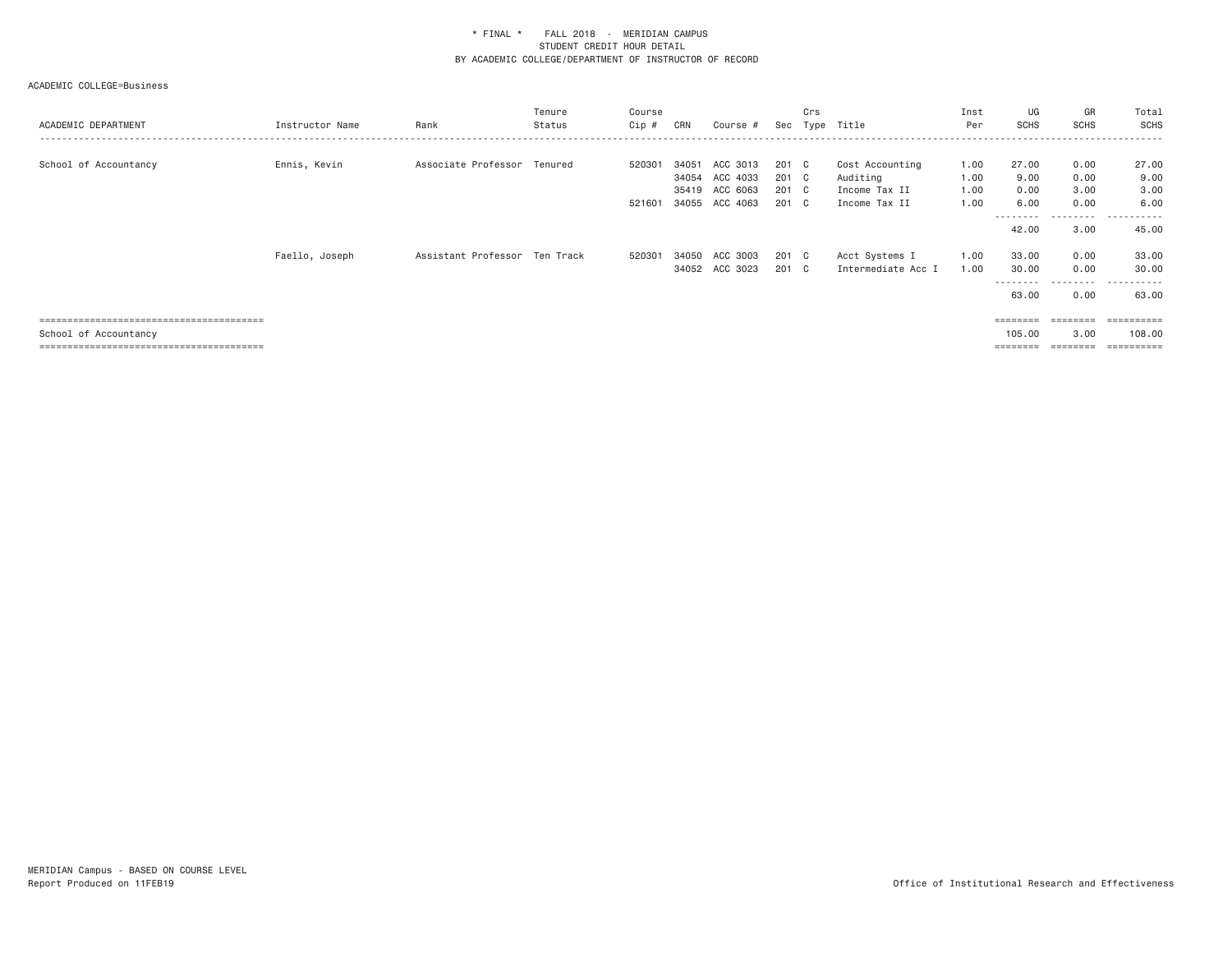\* FINAL \* FALL 2018 - MERIDIAN CAMPUS
STUDENT CREDIT HOUR DETAIL
BY ACADEMIC COLLEGE/DEPARTMENT OF INSTRUCTOR OF RECORD

ACADEMIC COLLEGE=Business

| ACADEMIC DEPARTMENT | Instructor Name | Rank | Tenure Status | Course Cip # | CRN | Course # | Sec | Crs Type | Title | Inst Per | UG SCHS | GR SCHS | Total SCHS |
|---|---|---|---|---|---|---|---|---|---|---|---|---|---|
| School of Accountancy | Ennis, Kevin | Associate Professor | Tenured | 520301 | 34051 | ACC 3013 | 201 | C | Cost Accounting | 1.00 | 27.00 | 0.00 | 27.00 |
| | | | | | 34054 | ACC 4033 | 201 | C | Auditing | 1.00 | 9.00 | 0.00 | 9.00 |
| | | | | | 35419 | ACC 6063 | 201 | C | Income Tax II | 1.00 | 0.00 | 3.00 | 3.00 |
| | | | | 521601 | 34055 | ACC 4063 | 201 | C | Income Tax II | 1.00 | 6.00 | 0.00 | 6.00 |
| | | | | | | | | | | | 42.00 | 3.00 | 45.00 |
| | Faello, Joseph | Assistant Professor | Ten Track | 520301 | 34050 | ACC 3003 | 201 | C | Acct Systems I | 1.00 | 33.00 | 0.00 | 33.00 |
| | | | | | 34052 | ACC 3023 | 201 | C | Intermediate Acc I | 1.00 | 30.00 | 0.00 | 30.00 |
| | | | | | | | | | | | 63.00 | 0.00 | 63.00 |
| School of Accountancy | | | | | | | | | | | 105.00 | 3.00 | 108.00 |

MERIDIAN Campus - BASED ON COURSE LEVEL
Report Produced on 11FEB19

Office of Institutional Research and Effectiveness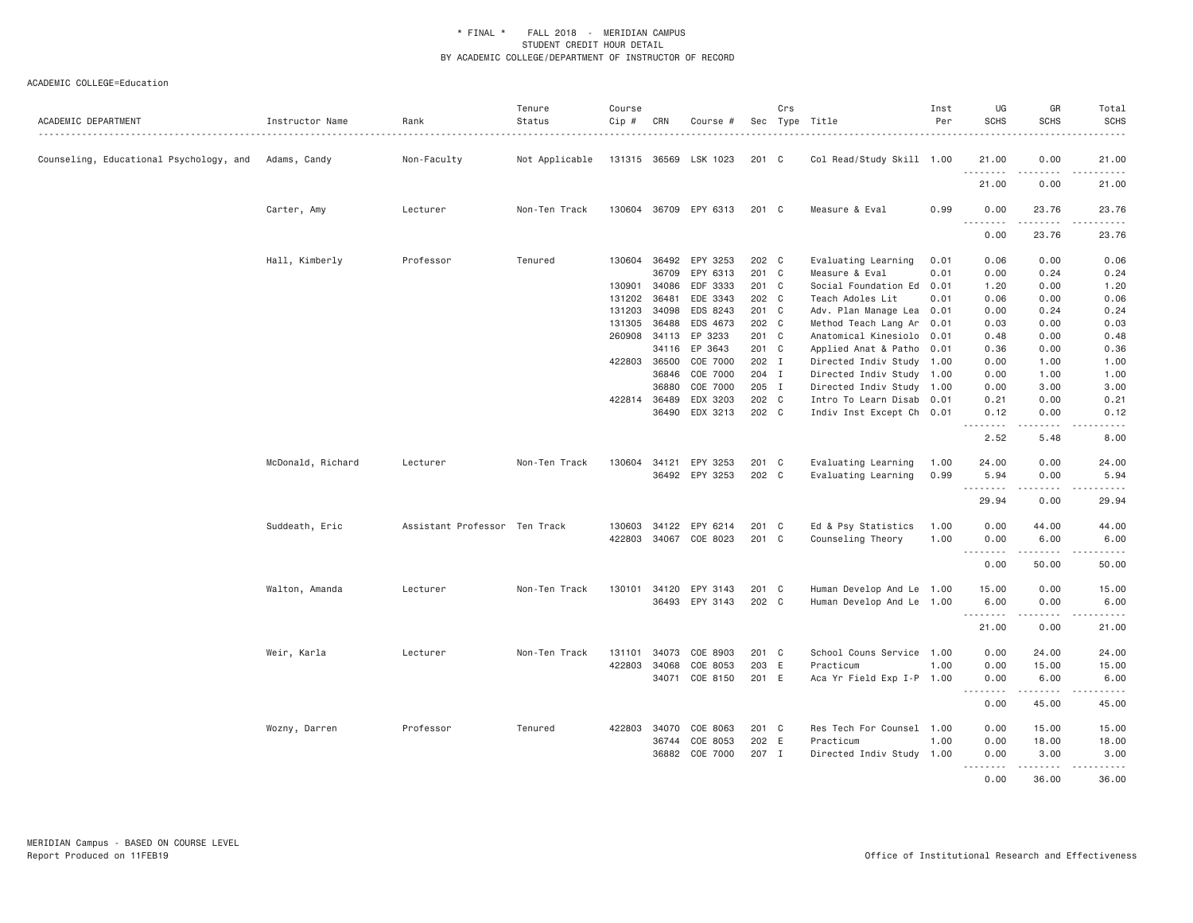\* FINAL \* FALL 2018 - MERIDIAN CAMPUS
STUDENT CREDIT HOUR DETAIL
BY ACADEMIC COLLEGE/DEPARTMENT OF INSTRUCTOR OF RECORD

ACADEMIC COLLEGE=Education

| ACADEMIC DEPARTMENT | Instructor Name | Rank | Tenure Status | Course Cip # | CRN | Course # | Sec | Crs Type | Title | Inst Per | UG SCHS | GR SCHS | Total SCHS |
|---|---|---|---|---|---|---|---|---|---|---|---|---|---|
| Counseling, Educational Psychology, and | Adams, Candy | Non-Faculty | Not Applicable | 131315 | 36569 | LSK 1023 | 201 | C | Col Read/Study Skill | 1.00 | 21.00 | 0.00 | 21.00 |
| | | | | | | | | | | | 21.00 | 0.00 | 21.00 |
| | Carter, Amy | Lecturer | Non-Ten Track | 130604 | 36709 | EPY 6313 | 201 | C | Measure & Eval | 0.99 | 0.00 | 23.76 | 23.76 |
| | | | | | | | | | | | 0.00 | 23.76 | 23.76 |
| | Hall, Kimberly | Professor | Tenured | 130604 | 36492 | EPY 3253 | 202 | C | Evaluating Learning | 0.01 | 0.06 | 0.00 | 0.06 |
| | | | | | 36709 | EPY 6313 | 201 | C | Measure & Eval | 0.01 | 0.00 | 0.24 | 0.24 |
| | | | | 130901 | 34086 | EDF 3333 | 201 | C | Social Foundation Ed | 0.01 | 1.20 | 0.00 | 1.20 |
| | | | | 131202 | 36481 | EDE 3343 | 202 | C | Teach Adoles Lit | 0.01 | 0.06 | 0.00 | 0.06 |
| | | | | 131203 | 34098 | EDS 8243 | 201 | C | Adv. Plan Manage Lea | 0.01 | 0.00 | 0.24 | 0.24 |
| | | | | 131305 | 36488 | EDS 4673 | 202 | C | Method Teach Lang Ar | 0.01 | 0.03 | 0.00 | 0.03 |
| | | | | 260908 | 34113 | EP 3233 | 201 | C | Anatomical Kinesiolo | 0.01 | 0.48 | 0.00 | 0.48 |
| | | | | | 34116 | EP 3643 | 201 | C | Applied Anat & Patho | 0.01 | 0.36 | 0.00 | 0.36 |
| | | | | 422803 | 36500 | COE 7000 | 202 | I | Directed Indiv Study | 1.00 | 0.00 | 1.00 | 1.00 |
| | | | | | 36846 | COE 7000 | 204 | I | Directed Indiv Study | 1.00 | 0.00 | 1.00 | 1.00 |
| | | | | | 36880 | COE 7000 | 205 | I | Directed Indiv Study | 1.00 | 0.00 | 3.00 | 3.00 |
| | | | | 422814 | 36489 | EDX 3203 | 202 | C | Intro To Learn Disab | 0.01 | 0.21 | 0.00 | 0.21 |
| | | | | | 36490 | EDX 3213 | 202 | C | Indiv Inst Except Ch | 0.01 | 0.12 | 0.00 | 0.12 |
| | | | | | | | | | | | 2.52 | 5.48 | 8.00 |
| | McDonald, Richard | Lecturer | Non-Ten Track | 130604 | 34121 | EPY 3253 | 201 | C | Evaluating Learning | 1.00 | 24.00 | 0.00 | 24.00 |
| | | | | | 36492 | EPY 3253 | 202 | C | Evaluating Learning | 0.99 | 5.94 | 0.00 | 5.94 |
| | | | | | | | | | | | 29.94 | 0.00 | 29.94 |
| | Suddeath, Eric | Assistant Professor | Ten Track | 130603 | 34122 | EPY 6214 | 201 | C | Ed & Psy Statistics | 1.00 | 0.00 | 44.00 | 44.00 |
| | | | | 422803 | 34067 | COE 8023 | 201 | C | Counseling Theory | 1.00 | 0.00 | 6.00 | 6.00 |
| | | | | | | | | | | | 0.00 | 50.00 | 50.00 |
| | Walton, Amanda | Lecturer | Non-Ten Track | 130101 | 34120 | EPY 3143 | 201 | C | Human Develop And Le | 1.00 | 15.00 | 0.00 | 15.00 |
| | | | | | 36493 | EPY 3143 | 202 | C | Human Develop And Le | 1.00 | 6.00 | 0.00 | 6.00 |
| | | | | | | | | | | | 21.00 | 0.00 | 21.00 |
| | Weir, Karla | Lecturer | Non-Ten Track | 131101 | 34073 | COE 8903 | 201 | C | School Couns Service | 1.00 | 0.00 | 24.00 | 24.00 |
| | | | | 422803 | 34068 | COE 8053 | 203 | E | Practicum | 1.00 | 0.00 | 15.00 | 15.00 |
| | | | | | 34071 | COE 8150 | 201 | E | Aca Yr Field Exp I-P | 1.00 | 0.00 | 6.00 | 6.00 |
| | | | | | | | | | | | 0.00 | 45.00 | 45.00 |
| | Wozny, Darren | Professor | Tenured | 422803 | 34070 | COE 8063 | 201 | C | Res Tech For Counsel | 1.00 | 0.00 | 15.00 | 15.00 |
| | | | | | 36744 | COE 8053 | 202 | E | Practicum | 1.00 | 0.00 | 18.00 | 18.00 |
| | | | | | 36882 | COE 7000 | 207 | I | Directed Indiv Study | 1.00 | 0.00 | 3.00 | 3.00 |
| | | | | | | | | | | | 0.00 | 36.00 | 36.00 |

MERIDIAN Campus - BASED ON COURSE LEVEL
Report Produced on 11FEB19

Office of Institutional Research and Effectiveness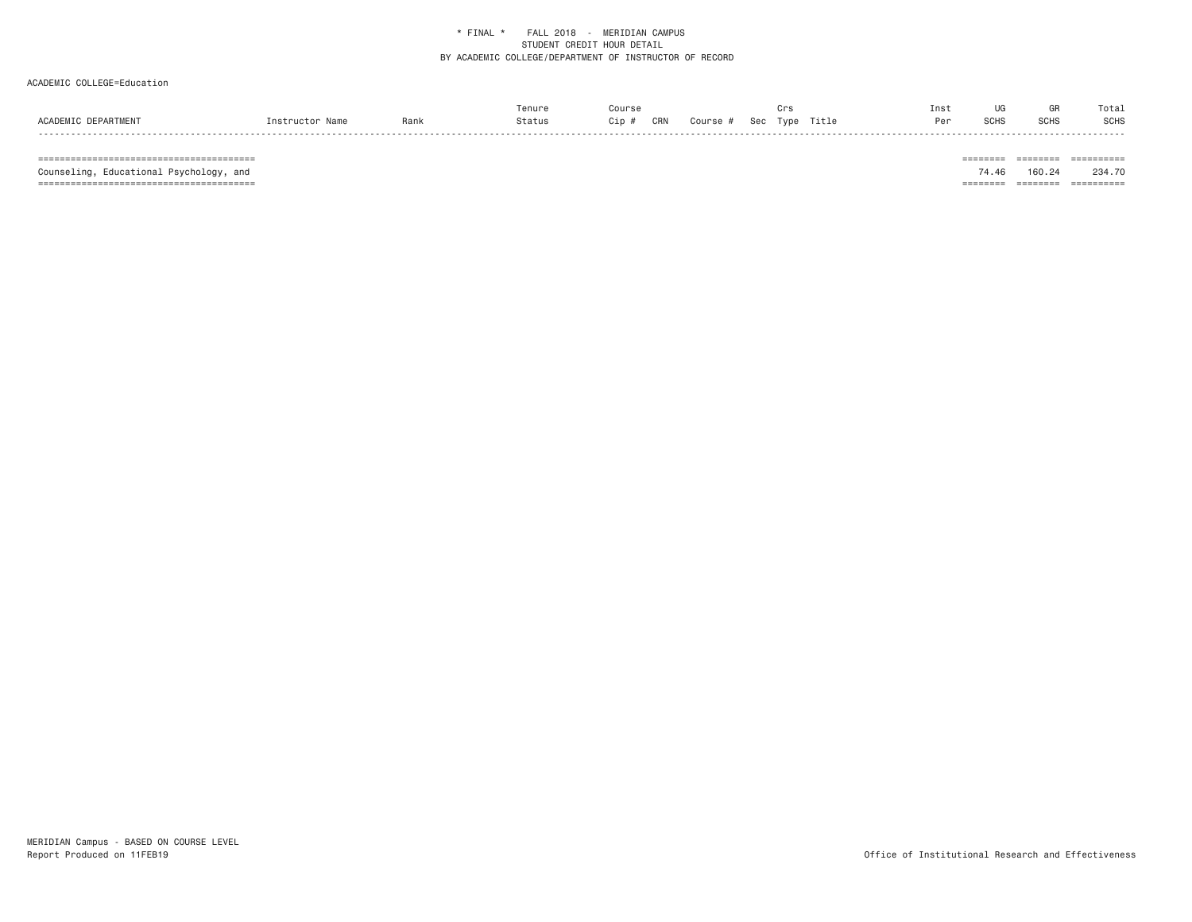* FINAL * FALL 2018 - MERIDIAN CAMPUS
STUDENT CREDIT HOUR DETAIL
BY ACADEMIC COLLEGE/DEPARTMENT OF INSTRUCTOR OF RECORD

ACADEMIC COLLEGE=Education

| ACADEMIC DEPARTMENT | Instructor Name | Rank | Tenure Status | Course Cip # | CRN | Course # | Sec | Crs Type | Title | Inst Per | UG SCHS | GR SCHS | Total SCHS |
|---|---|---|---|---|---|---|---|---|---|---|---|---|---|
| Counseling, Educational Psychology, and | | | | | | | | | | | 74.46 | 160.24 | 234.70 |

MERIDIAN Campus - BASED ON COURSE LEVEL
Report Produced on 11FEB19

Office of Institutional Research and Effectiveness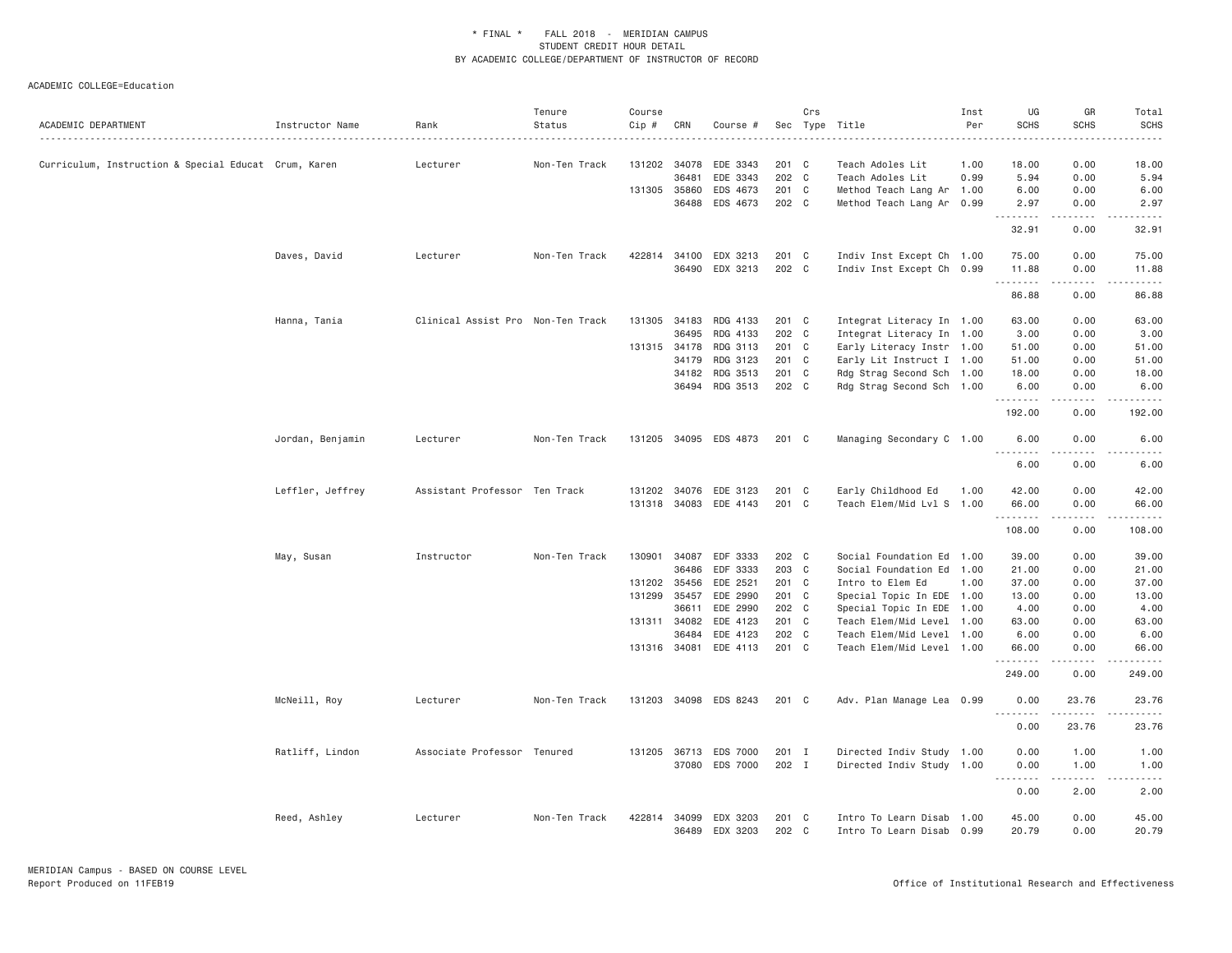\* FINAL \* FALL 2018 - MERIDIAN CAMPUS
STUDENT CREDIT HOUR DETAIL
BY ACADEMIC COLLEGE/DEPARTMENT OF INSTRUCTOR OF RECORD

ACADEMIC COLLEGE=Education

| ACADEMIC DEPARTMENT | Instructor Name | Rank | Tenure Status | Course Cip # | CRN | Course # | Sec | Crs Type | Title | Inst Per | UG SCHS | GR SCHS | Total SCHS |
|---|---|---|---|---|---|---|---|---|---|---|---|---|---|
| Curriculum, Instruction & Special Educat | Crum, Karen | Lecturer | Non-Ten Track | 131202 | 34078 | EDE 3343 | 201 | C | Teach Adoles Lit | 1.00 | 18.00 | 0.00 | 18.00 |
| | | | | | 36481 | EDE 3343 | 202 | C | Teach Adoles Lit | 0.99 | 5.94 | 0.00 | 5.94 |
| | | | | 131305 | 35860 | EDS 4673 | 201 | C | Method Teach Lang Ar | 1.00 | 6.00 | 0.00 | 6.00 |
| | | | | | 36488 | EDS 4673 | 202 | C | Method Teach Lang Ar | 0.99 | 2.97 | 0.00 | 2.97 |
| | | | | | | | | | | | 32.91 | 0.00 | 32.91 |
| | Daves, David | Lecturer | Non-Ten Track | 422814 | 34100 | EDX 3213 | 201 | C | Indiv Inst Except Ch | 1.00 | 75.00 | 0.00 | 75.00 |
| | | | | | 36490 | EDX 3213 | 202 | C | Indiv Inst Except Ch | 0.99 | 11.88 | 0.00 | 11.88 |
| | | | | | | | | | | | 86.88 | 0.00 | 86.88 |
| | Hanna, Tania | Clinical Assist Pro | Non-Ten Track | 131305 | 34183 | RDG 4133 | 201 | C | Integrat Literacy In | 1.00 | 63.00 | 0.00 | 63.00 |
| | | | | | 36495 | RDG 4133 | 202 | C | Integrat Literacy In | 1.00 | 3.00 | 0.00 | 3.00 |
| | | | | 131315 | 34178 | RDG 3113 | 201 | C | Early Literacy Instr | 1.00 | 51.00 | 0.00 | 51.00 |
| | | | | | 34179 | RDG 3123 | 201 | C | Early Lit Instruct I | 1.00 | 51.00 | 0.00 | 51.00 |
| | | | | | 34182 | RDG 3513 | 201 | C | Rdg Strag Second Sch | 1.00 | 18.00 | 0.00 | 18.00 |
| | | | | | 36494 | RDG 3513 | 202 | C | Rdg Strag Second Sch | 1.00 | 6.00 | 0.00 | 6.00 |
| | | | | | | | | | | | 192.00 | 0.00 | 192.00 |
| | Jordan, Benjamin | Lecturer | Non-Ten Track | 131205 | 34095 | EDS 4873 | 201 | C | Managing Secondary C | 1.00 | 6.00 | 0.00 | 6.00 |
| | | | | | | | | | | | 6.00 | 0.00 | 6.00 |
| | Leffler, Jeffrey | Assistant Professor | Ten Track | 131202 | 34076 | EDE 3123 | 201 | C | Early Childhood Ed | 1.00 | 42.00 | 0.00 | 42.00 |
| | | | | 131318 | 34083 | EDE 4143 | 201 | C | Teach Elem/Mid Lvl S | 1.00 | 66.00 | 0.00 | 66.00 |
| | | | | | | | | | | | 108.00 | 0.00 | 108.00 |
| | May, Susan | Instructor | Non-Ten Track | 130901 | 34087 | EDF 3333 | 202 | C | Social Foundation Ed | 1.00 | 39.00 | 0.00 | 39.00 |
| | | | | | 36486 | EDF 3333 | 203 | C | Social Foundation Ed | 1.00 | 21.00 | 0.00 | 21.00 |
| | | | | 131202 | 35456 | EDE 2521 | 201 | C | Intro to Elem Ed | 1.00 | 37.00 | 0.00 | 37.00 |
| | | | | 131299 | 35457 | EDE 2990 | 201 | C | Special Topic In EDE | 1.00 | 13.00 | 0.00 | 13.00 |
| | | | | | 36611 | EDE 2990 | 202 | C | Special Topic In EDE | 1.00 | 4.00 | 0.00 | 4.00 |
| | | | | 131311 | 34082 | EDE 4123 | 201 | C | Teach Elem/Mid Level | 1.00 | 63.00 | 0.00 | 63.00 |
| | | | | | 36484 | EDE 4123 | 202 | C | Teach Elem/Mid Level | 1.00 | 6.00 | 0.00 | 6.00 |
| | | | | 131316 | 34081 | EDE 4113 | 201 | C | Teach Elem/Mid Level | 1.00 | 66.00 | 0.00 | 66.00 |
| | | | | | | | | | | | 249.00 | 0.00 | 249.00 |
| | McNeill, Roy | Lecturer | Non-Ten Track | 131203 | 34098 | EDS 8243 | 201 | C | Adv. Plan Manage Lea | 0.99 | 0.00 | 23.76 | 23.76 |
| | | | | | | | | | | | 0.00 | 23.76 | 23.76 |
| | Ratliff, Lindon | Associate Professor | Tenured | 131205 | 36713 | EDS 7000 | 201 | I | Directed Indiv Study | 1.00 | 0.00 | 1.00 | 1.00 |
| | | | | | 37080 | EDS 7000 | 202 | I | Directed Indiv Study | 1.00 | 0.00 | 1.00 | 1.00 |
| | | | | | | | | | | | 0.00 | 2.00 | 2.00 |
| | Reed, Ashley | Lecturer | Non-Ten Track | 422814 | 34099 | EDX 3203 | 201 | C | Intro To Learn Disab | 1.00 | 45.00 | 0.00 | 45.00 |
| | | | | | 36489 | EDX 3203 | 202 | C | Intro To Learn Disab | 0.99 | 20.79 | 0.00 | 20.79 |

MERIDIAN Campus - BASED ON COURSE LEVEL
Report Produced on 11FEB19 — Office of Institutional Research and Effectiveness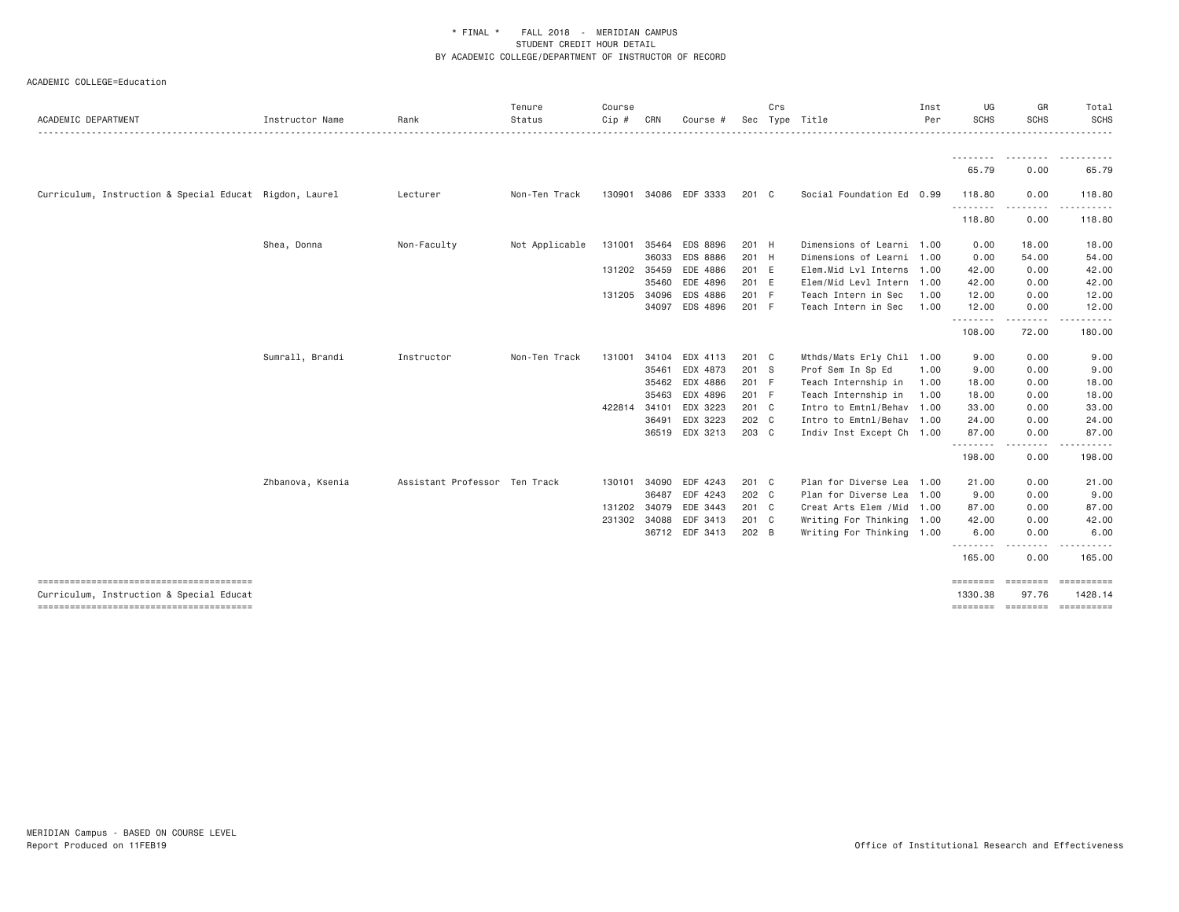* FINAL * FALL 2018 - MERIDIAN CAMPUS
STUDENT CREDIT HOUR DETAIL
BY ACADEMIC COLLEGE/DEPARTMENT OF INSTRUCTOR OF RECORD

ACADEMIC COLLEGE=Education

| ACADEMIC DEPARTMENT | Instructor Name | Rank | Tenure Status | Course Cip # | CRN | Course # | Sec | Crs Type | Title | Inst Per | UG SCHS | GR SCHS | Total SCHS |
|---|---|---|---|---|---|---|---|---|---|---|---|---|---|
| | | | | | | | | | | | 65.79 | 0.00 | 65.79 |
| Curriculum, Instruction & Special Educat | Rigdon, Laurel | Lecturer | Non-Ten Track | 130901 | 34086 | EDF 3333 | 201 | C | Social Foundation Ed | 0.99 | 118.80 | 0.00 | 118.80 |
| | | | | | | | | | | | 118.80 | 0.00 | 118.80 |
| | Shea, Donna | Non-Faculty | Not Applicable | 131001 | 35464 | EDS 8896 | 201 | H | Dimensions of Learni | 1.00 | 0.00 | 18.00 | 18.00 |
| | | | | | 36033 | EDS 8886 | 201 | H | Dimensions of Learni | 1.00 | 0.00 | 54.00 | 54.00 |
| | | | | 131202 | 35459 | EDE 4886 | 201 | E | Elem.Mid Lvl Interns | 1.00 | 42.00 | 0.00 | 42.00 |
| | | | | | 35460 | EDE 4896 | 201 | E | Elem/Mid Levl Intern | 1.00 | 42.00 | 0.00 | 42.00 |
| | | | | 131205 | 34096 | EDS 4886 | 201 | F | Teach Intern in Sec | 1.00 | 12.00 | 0.00 | 12.00 |
| | | | | | 34097 | EDS 4896 | 201 | F | Teach Intern in Sec | 1.00 | 12.00 | 0.00 | 12.00 |
| | | | | | | | | | | | 108.00 | 72.00 | 180.00 |
| | Sumrall, Brandi | Instructor | Non-Ten Track | 131001 | 34104 | EDX 4113 | 201 | C | Mthds/Mats Erly Chil | 1.00 | 9.00 | 0.00 | 9.00 |
| | | | | | 35461 | EDX 4873 | 201 | S | Prof Sem In Sp Ed | 1.00 | 9.00 | 0.00 | 9.00 |
| | | | | | 35462 | EDX 4886 | 201 | F | Teach Internship in | 1.00 | 18.00 | 0.00 | 18.00 |
| | | | | | 35463 | EDX 4896 | 201 | F | Teach Internship in | 1.00 | 18.00 | 0.00 | 18.00 |
| | | | | 422814 | 34101 | EDX 3223 | 201 | C | Intro to Emtnl/Behav | 1.00 | 33.00 | 0.00 | 33.00 |
| | | | | | 36491 | EDX 3223 | 202 | C | Intro to Emtnl/Behav | 1.00 | 24.00 | 0.00 | 24.00 |
| | | | | | 36519 | EDX 3213 | 203 | C | Indiv Inst Except Ch | 1.00 | 87.00 | 0.00 | 87.00 |
| | | | | | | | | | | | 198.00 | 0.00 | 198.00 |
| | Zhbanova, Ksenia | Assistant Professor | Ten Track | 130101 | 34090 | EDF 4243 | 201 | C | Plan for Diverse Lea | 1.00 | 21.00 | 0.00 | 21.00 |
| | | | | | 36487 | EDF 4243 | 202 | C | Plan for Diverse Lea | 1.00 | 9.00 | 0.00 | 9.00 |
| | | | | 131202 | 34079 | EDE 3443 | 201 | C | Creat Arts Elem /Mid | 1.00 | 87.00 | 0.00 | 87.00 |
| | | | | 231302 | 34088 | EDF 3413 | 201 | C | Writing For Thinking | 1.00 | 42.00 | 0.00 | 42.00 |
| | | | | | 36712 | EDF 3413 | 202 | B | Writing For Thinking | 1.00 | 6.00 | 0.00 | 6.00 |
| | | | | | | | | | | | 165.00 | 0.00 | 165.00 |
| Curriculum, Instruction & Special Educat | | | | | | | | | | | 1330.38 | 97.76 | 1428.14 |

MERIDIAN Campus - BASED ON COURSE LEVEL
Report Produced on 11FEB19

Office of Institutional Research and Effectiveness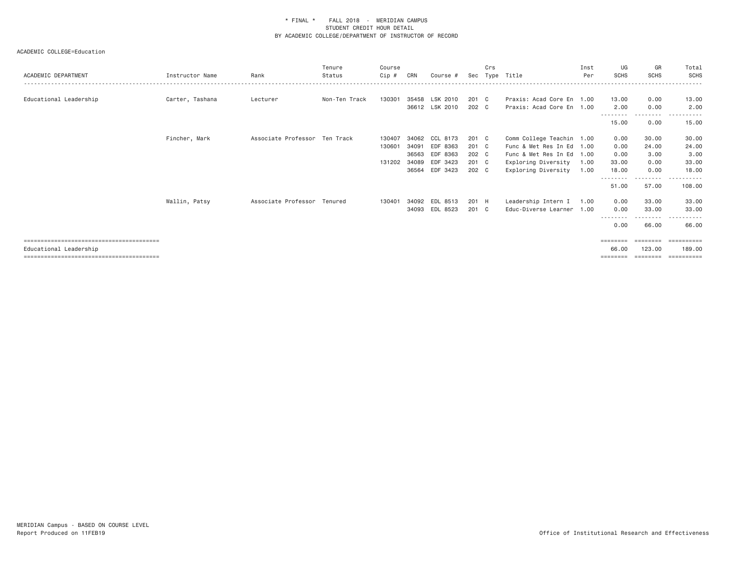\* FINAL \*    FALL 2018 - MERIDIAN CAMPUS
STUDENT CREDIT HOUR DETAIL
BY ACADEMIC COLLEGE/DEPARTMENT OF INSTRUCTOR OF RECORD

ACADEMIC COLLEGE=Education

| ACADEMIC DEPARTMENT | Instructor Name | Rank | Tenure Status | Course Cip # | CRN | Course # | Sec | Crs Type | Title | Inst Per | UG SCHS | GR SCHS | Total SCHS |
|---|---|---|---|---|---|---|---|---|---|---|---|---|---|
| Educational Leadership | Carter, Tashana | Lecturer | Non-Ten Track | 130301 | 35458 | LSK 2010 | 201 | C | Praxis: Acad Core En | 1.00 | 13.00 | 0.00 | 13.00 |
| | | | | | 36612 | LSK 2010 | 202 | C | Praxis: Acad Core En | 1.00 | 2.00 | 0.00 | 2.00 |
| | | | | | | | | | | | 15.00 | 0.00 | 15.00 |
| | Fincher, Mark | Associate Professor | Ten Track | 130407 | 34062 | CCL 8173 | 201 | C | Comm College Teachin | 1.00 | 0.00 | 30.00 | 30.00 |
| | | | | 130601 | 34091 | EDF 8363 | 201 | C | Func & Met Res In Ed | 1.00 | 0.00 | 24.00 | 24.00 |
| | | | | | 36563 | EDF 8363 | 202 | C | Func & Met Res In Ed | 1.00 | 0.00 | 3.00 | 3.00 |
| | | | | 131202 | 34089 | EDF 3423 | 201 | C | Exploring Diversity | 1.00 | 33.00 | 0.00 | 33.00 |
| | | | | | 36564 | EDF 3423 | 202 | C | Exploring Diversity | 1.00 | 18.00 | 0.00 | 18.00 |
| | | | | | | | | | | | 51.00 | 57.00 | 108.00 |
| | Wallin, Patsy | Associate Professor | Tenured | 130401 | 34092 | EDL 8513 | 201 | H | Leadership Intern I | 1.00 | 0.00 | 33.00 | 33.00 |
| | | | | | 34093 | EDL 8523 | 201 | C | Educ-Diverse Learner | 1.00 | 0.00 | 33.00 | 33.00 |
| | | | | | | | | | | | 0.00 | 66.00 | 66.00 |
| Educational Leadership | | | | | | | | | | | 66.00 | 123.00 | 189.00 |

MERIDIAN Campus - BASED ON COURSE LEVEL
Report Produced on 11FEB19

Office of Institutional Research and Effectiveness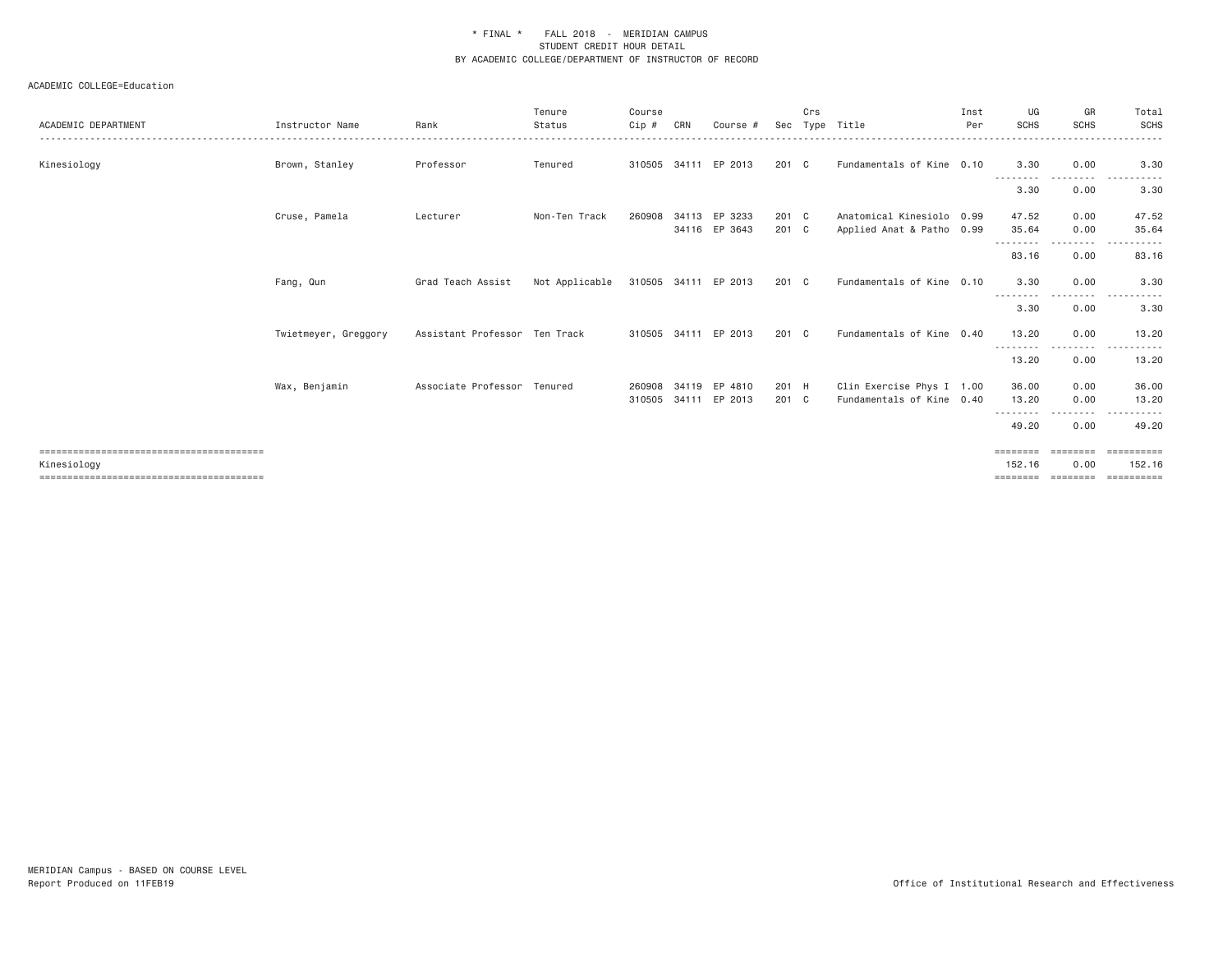\* FINAL \* FALL 2018 - MERIDIAN CAMPUS
STUDENT CREDIT HOUR DETAIL
BY ACADEMIC COLLEGE/DEPARTMENT OF INSTRUCTOR OF RECORD

ACADEMIC COLLEGE=Education

| ACADEMIC DEPARTMENT | Instructor Name | Rank | Tenure Status | Course Cip # | CRN | Course # | Sec | Crs Type | Title | Inst Per | UG SCHS | GR SCHS | Total SCHS |
|---|---|---|---|---|---|---|---|---|---|---|---|---|---|
| Kinesiology | Brown, Stanley | Professor | Tenured | 310505 | 34111 | EP 2013 | 201 | C | Fundamentals of Kine | 0.10 | 3.30 | 0.00 | 3.30 |
| | | | | | | | | | | | 3.30 | 0.00 | 3.30 |
| | Cruse, Pamela | Lecturer | Non-Ten Track | 260908 | 34113 | EP 3233 | 201 | C | Anatomical Kinesiolo | 0.99 | 47.52 | 0.00 | 47.52 |
| | | | | | 34116 | EP 3643 | 201 | C | Applied Anat & Patho | 0.99 | 35.64 | 0.00 | 35.64 |
| | | | | | | | | | | | 83.16 | 0.00 | 83.16 |
| | Fang, Qun | Grad Teach Assist | Not Applicable | 310505 | 34111 | EP 2013 | 201 | C | Fundamentals of Kine | 0.10 | 3.30 | 0.00 | 3.30 |
| | | | | | | | | | | | 3.30 | 0.00 | 3.30 |
| | Twietmeyer, Greggory | Assistant Professor | Ten Track | 310505 | 34111 | EP 2013 | 201 | C | Fundamentals of Kine | 0.40 | 13.20 | 0.00 | 13.20 |
| | | | | | | | | | | | 13.20 | 0.00 | 13.20 |
| | Wax, Benjamin | Associate Professor | Tenured | 260908 | 34119 | EP 4810 | 201 | H | Clin Exercise Phys I | 1.00 | 36.00 | 0.00 | 36.00 |
| | | | | 310505 | 34111 | EP 2013 | 201 | C | Fundamentals of Kine | 0.40 | 13.20 | 0.00 | 13.20 |
| | | | | | | | | | | | 49.20 | 0.00 | 49.20 |
| Kinesiology | | | | | | | | | | | 152.16 | 0.00 | 152.16 |

MERIDIAN Campus - BASED ON COURSE LEVEL
Report Produced on 11FEB19

Office of Institutional Research and Effectiveness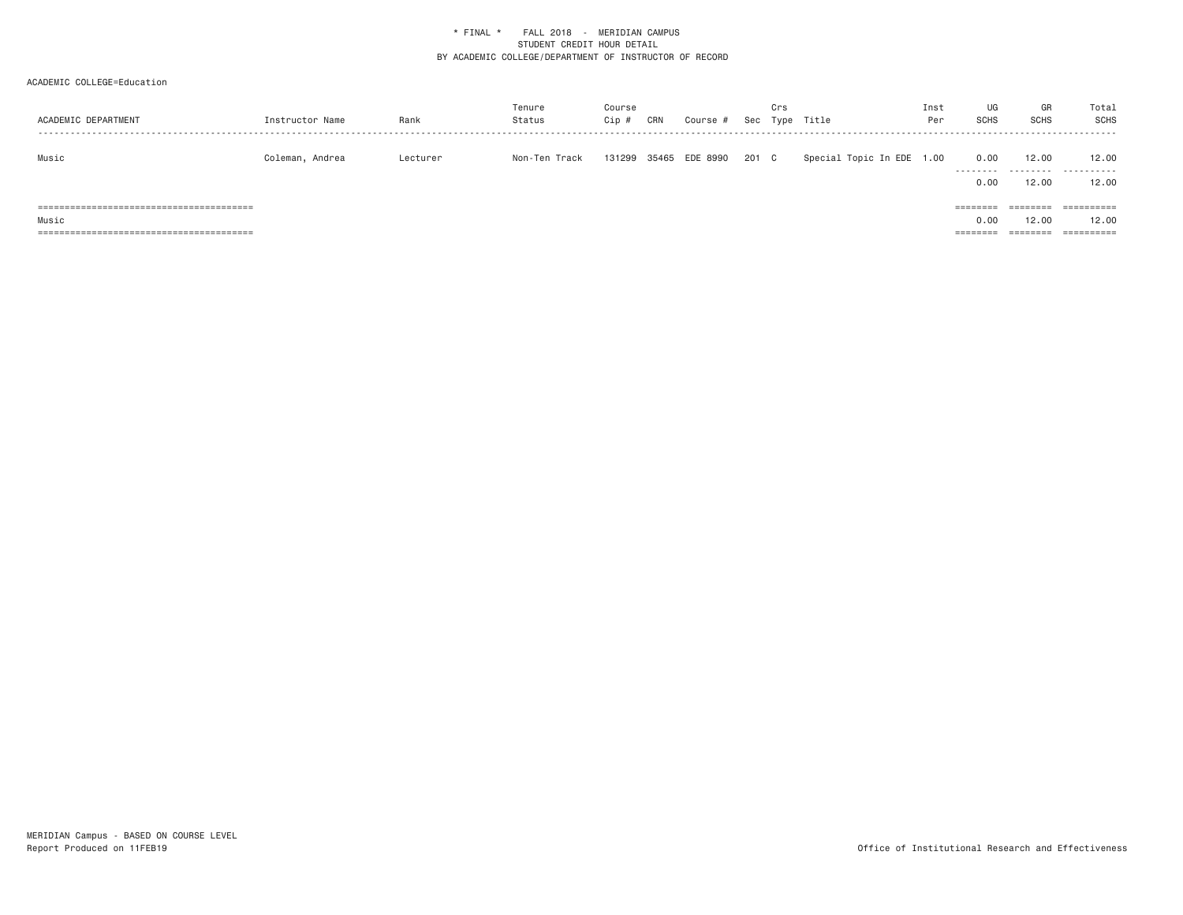* FINAL * FALL 2018 - MERIDIAN CAMPUS
STUDENT CREDIT HOUR DETAIL
BY ACADEMIC COLLEGE/DEPARTMENT OF INSTRUCTOR OF RECORD

ACADEMIC COLLEGE=Education

| ACADEMIC DEPARTMENT | Instructor Name | Rank | Tenure Status | Course Cip # | CRN | Course # | Sec | Crs Type | Title | Inst Per | UG SCHS | GR SCHS | Total SCHS |
|---|---|---|---|---|---|---|---|---|---|---|---|---|---|
| Music | Coleman, Andrea | Lecturer | Non-Ten Track | 131299 | 35465 | EDE 8990 | 201 | C | Special Topic In EDE | 1.00 | 0.00 | 12.00 | 12.00 |
| | | | | | | | | | | | 0.00 | 12.00 | 12.00 |
| Music | | | | | | | | | | | 0.00 | 12.00 | 12.00 |

MERIDIAN Campus - BASED ON COURSE LEVEL
Report Produced on 11FEB19

Office of Institutional Research and Effectiveness